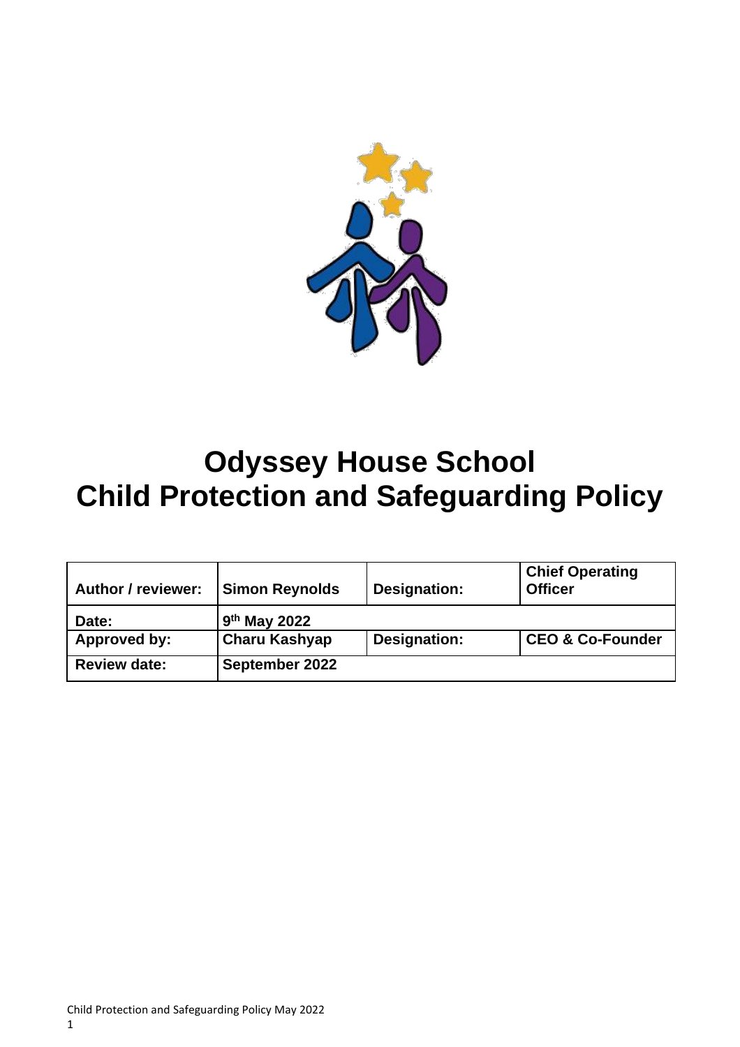# Odyssey House School
# Child Protection and Safeguarding Policy

| Author / reviewer: | Simon Reynolds | Designation: | Chief Operating Officer |
|---|---|---|---|
| Date: | 9th May 2022 | | |
| Approved by: | Charu Kashyap | Designation: | CEO & Co-Founder |
| Review date: | September 2022 | | |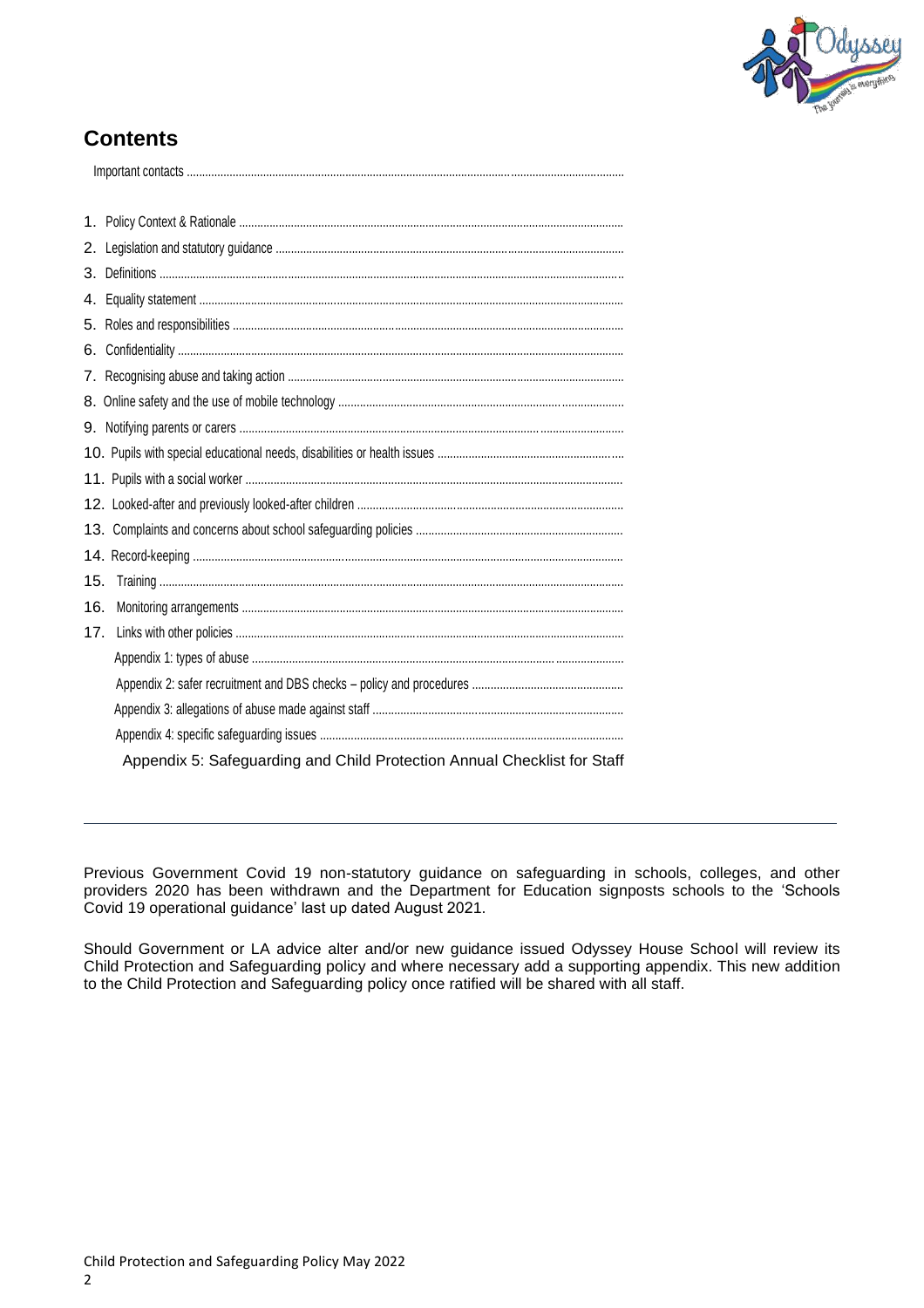## Contents

Important contacts

1. Policy Context & Rationale
2. Legislation and statutory guidance
3. Definitions
4. Equality statement
5. Roles and responsibilities
6. Confidentiality
7. Recognising abuse and taking action
8. Online safety and the use of mobile technology
9. Notifying parents or carers
10. Pupils with special educational needs, disabilities or health issues
11. Pupils with a social worker
12. Looked-after and previously looked-after children
13. Complaints and concerns about school safeguarding policies
14. Record-keeping
15. Training
16. Monitoring arrangements
17. Links with other policies

Appendix 1: types of abuse

Appendix 2: safer recruitment and DBS checks – policy and procedures

Appendix 3: allegations of abuse made against staff

Appendix 4: specific safeguarding issues

Appendix 5: Safeguarding and Child Protection Annual Checklist for Staff

---

Previous Government Covid 19 non-statutory guidance on safeguarding in schools, colleges, and other providers 2020 has been withdrawn and the Department for Education signposts schools to the 'Schools Covid 19 operational guidance' last up dated August 2021.

Should Government or LA advice alter and/or new guidance issued Odyssey House School will review its Child Protection and Safeguarding policy and where necessary add a supporting appendix. This new addition to the Child Protection and Safeguarding policy once ratified will be shared with all staff.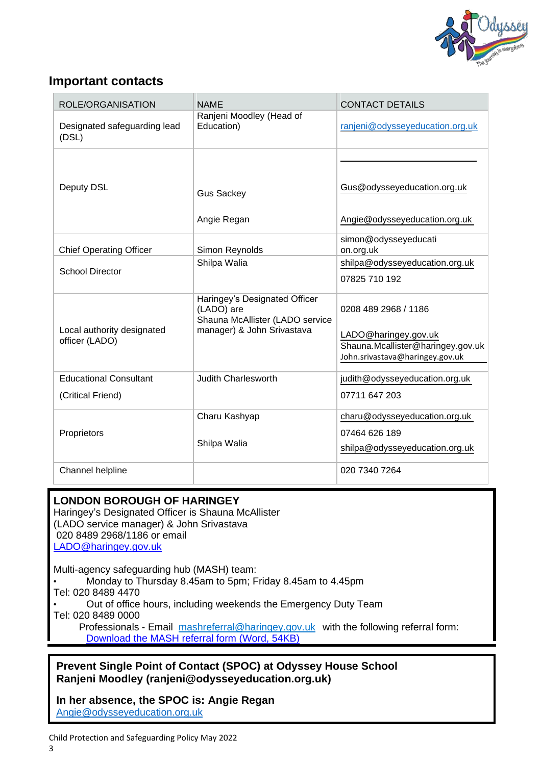## Important contacts

| ROLE/ORGANISATION | NAME | CONTACT DETAILS |
|---|---|---|
| Designated safeguarding lead (DSL) | Ranjeni Moodley (Head of Education) | ranjeni@odysseyeducation.org.uk |
| Deputy DSL | Gus Sackey<br><br>Angie Regan | Gus@odysseyeducation.org.uk<br><br>Angie@odysseyeducation.org.uk |
| Chief Operating Officer | Simon Reynolds | simon@odysseyeducation.org.uk |
| School Director | Shilpa Walia | shilpa@odysseyeducation.org.uk<br>07825 710 192 |
| Local authority designated officer (LADO) | Haringey's Designated Officer (LADO) are Shauna McAllister (LADO service manager) & John Srivastava | 0208 489 2968 / 1186<br><br>LADO@haringey.gov.uk<br>Shauna.Mcallister@haringey.gov.uk<br>John.srivastava@haringey.gov.uk |
| Educational Consultant<br>(Critical Friend) | Judith Charlesworth | judith@odysseyeducation.org.uk<br>07711 647 203 |
| Proprietors | Charu Kashyap<br><br>Shilpa Walia | charu@odysseyeducation.org.uk<br>07464 626 189<br>shilpa@odysseyeducation.org.uk |
| Channel helpline | | 020 7340 7264 |

**LONDON BOROUGH OF HARINGEY**
Haringey's Designated Officer is Shauna McAllister (LADO service manager) & John Srivastava
020 8489 2968/1186 or email
LADO@haringey.gov.uk

Multi-agency safeguarding hub (MASH) team:

- Monday to Thursday 8.45am to 5pm; Friday 8.45am to 4.45pm

Tel: 020 8489 4470

- Out of office hours, including weekends the Emergency Duty Team

Tel: 020 8489 0000

Professionals - Email mashreferral@haringey.gov.uk with the following referral form: Download the MASH referral form (Word, 54KB)

**Prevent Single Point of Contact (SPOC) at Odyssey House School**
**Ranjeni Moodley (ranjeni@odysseyeducation.org.uk)**

**In her absence, the SPOC is: Angie Regan**
Angie@odysseyeducation.org.uk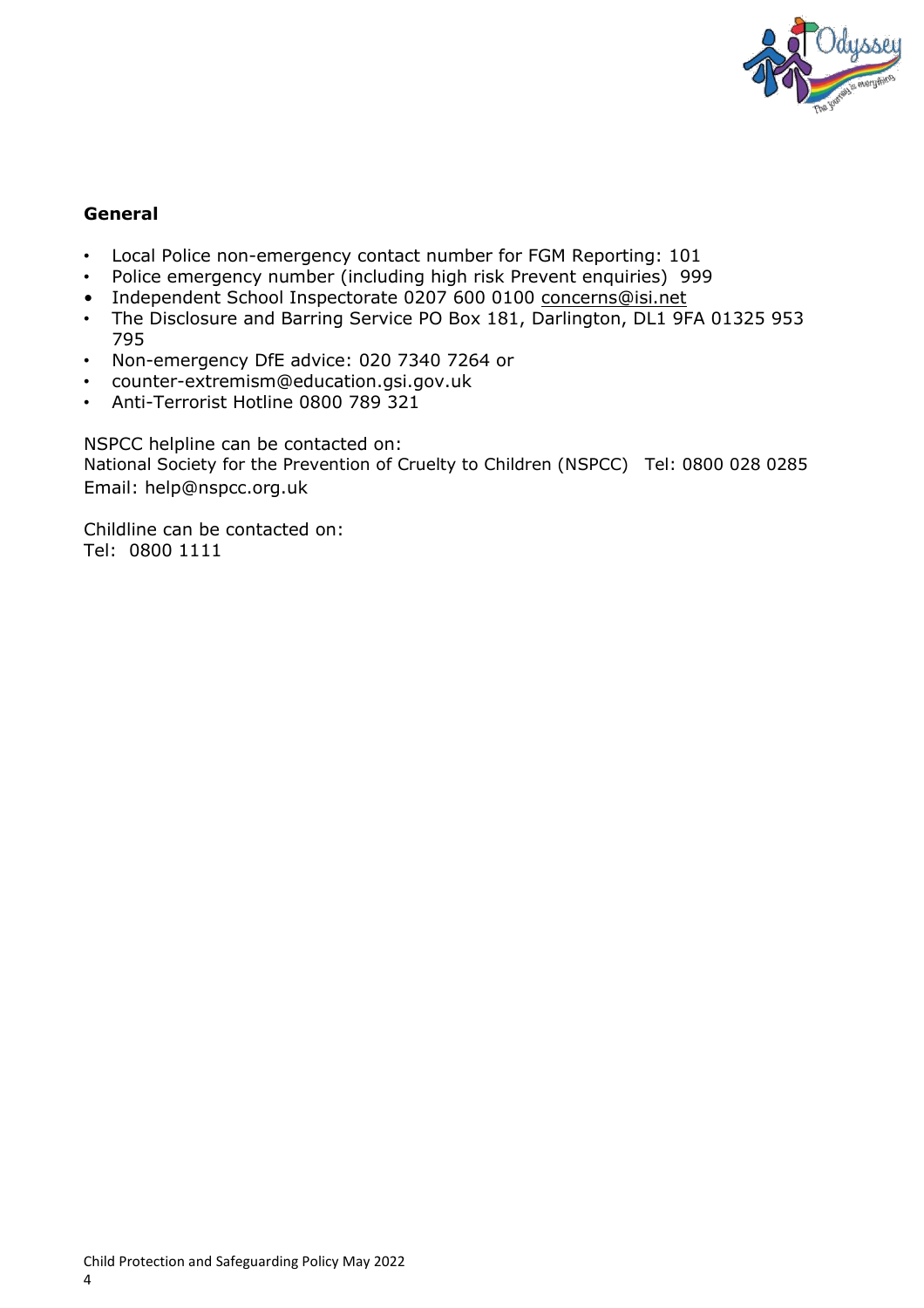**General**

- Local Police non-emergency contact number for FGM Reporting: 101
- Police emergency number (including high risk Prevent enquiries) 999
- Independent School Inspectorate 0207 600 0100 concerns@isi.net
- The Disclosure and Barring Service PO Box 181, Darlington, DL1 9FA 01325 953 795
- Non-emergency DfE advice: 020 7340 7264 or
- counter-extremism@education.gsi.gov.uk
- Anti-Terrorist Hotline 0800 789 321

NSPCC helpline can be contacted on:
National Society for the Prevention of Cruelty to Children (NSPCC) Tel: 0800 028 0285
Email: help@nspcc.org.uk

Childline can be contacted on:
Tel: 0800 1111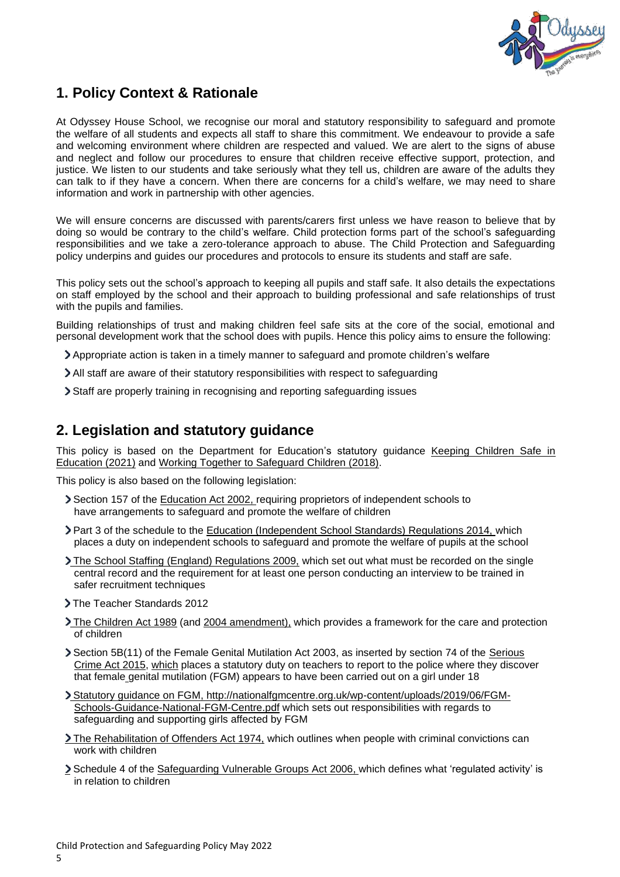## 1. Policy Context & Rationale

At Odyssey House School, we recognise our moral and statutory responsibility to safeguard and promote the welfare of all students and expects all staff to share this commitment. We endeavour to provide a safe and welcoming environment where children are respected and valued. We are alert to the signs of abuse and neglect and follow our procedures to ensure that children receive effective support, protection, and justice. We listen to our students and take seriously what they tell us, children are aware of the adults they can talk to if they have a concern. When there are concerns for a child's welfare, we may need to share information and work in partnership with other agencies.

We will ensure concerns are discussed with parents/carers first unless we have reason to believe that by doing so would be contrary to the child's welfare. Child protection forms part of the school's safeguarding responsibilities and we take a zero-tolerance approach to abuse. The Child Protection and Safeguarding policy underpins and guides our procedures and protocols to ensure its students and staff are safe.

This policy sets out the school's approach to keeping all pupils and staff safe. It also details the expectations on staff employed by the school and their approach to building professional and safe relationships of trust with the pupils and families.

Building relationships of trust and making children feel safe sits at the core of the social, emotional and personal development work that the school does with pupils. Hence this policy aims to ensure the following:

- Appropriate action is taken in a timely manner to safeguard and promote children's welfare
- All staff are aware of their statutory responsibilities with respect to safeguarding
- Staff are properly training in recognising and reporting safeguarding issues

## 2. Legislation and statutory guidance

This policy is based on the Department for Education's statutory guidance Keeping Children Safe in Education (2021) and Working Together to Safeguard Children (2018).

This policy is also based on the following legislation:

- Section 157 of the Education Act 2002, requiring proprietors of independent schools to have arrangements to safeguard and promote the welfare of children
- Part 3 of the schedule to the Education (Independent School Standards) Regulations 2014, which places a duty on independent schools to safeguard and promote the welfare of pupils at the school
- The School Staffing (England) Regulations 2009, which set out what must be recorded on the single central record and the requirement for at least one person conducting an interview to be trained in safer recruitment techniques
- The Teacher Standards 2012
- The Children Act 1989 (and 2004 amendment), which provides a framework for the care and protection of children
- Section 5B(11) of the Female Genital Mutilation Act 2003, as inserted by section 74 of the Serious Crime Act 2015, which places a statutory duty on teachers to report to the police where they discover that female genital mutilation (FGM) appears to have been carried out on a girl under 18
- Statutory guidance on FGM, http://nationalfgmcentre.org.uk/wp-content/uploads/2019/06/FGM-Schools-Guidance-National-FGM-Centre.pdf which sets out responsibilities with regards to safeguarding and supporting girls affected by FGM
- The Rehabilitation of Offenders Act 1974, which outlines when people with criminal convictions can work with children
- Schedule 4 of the Safeguarding Vulnerable Groups Act 2006, which defines what 'regulated activity' is in relation to children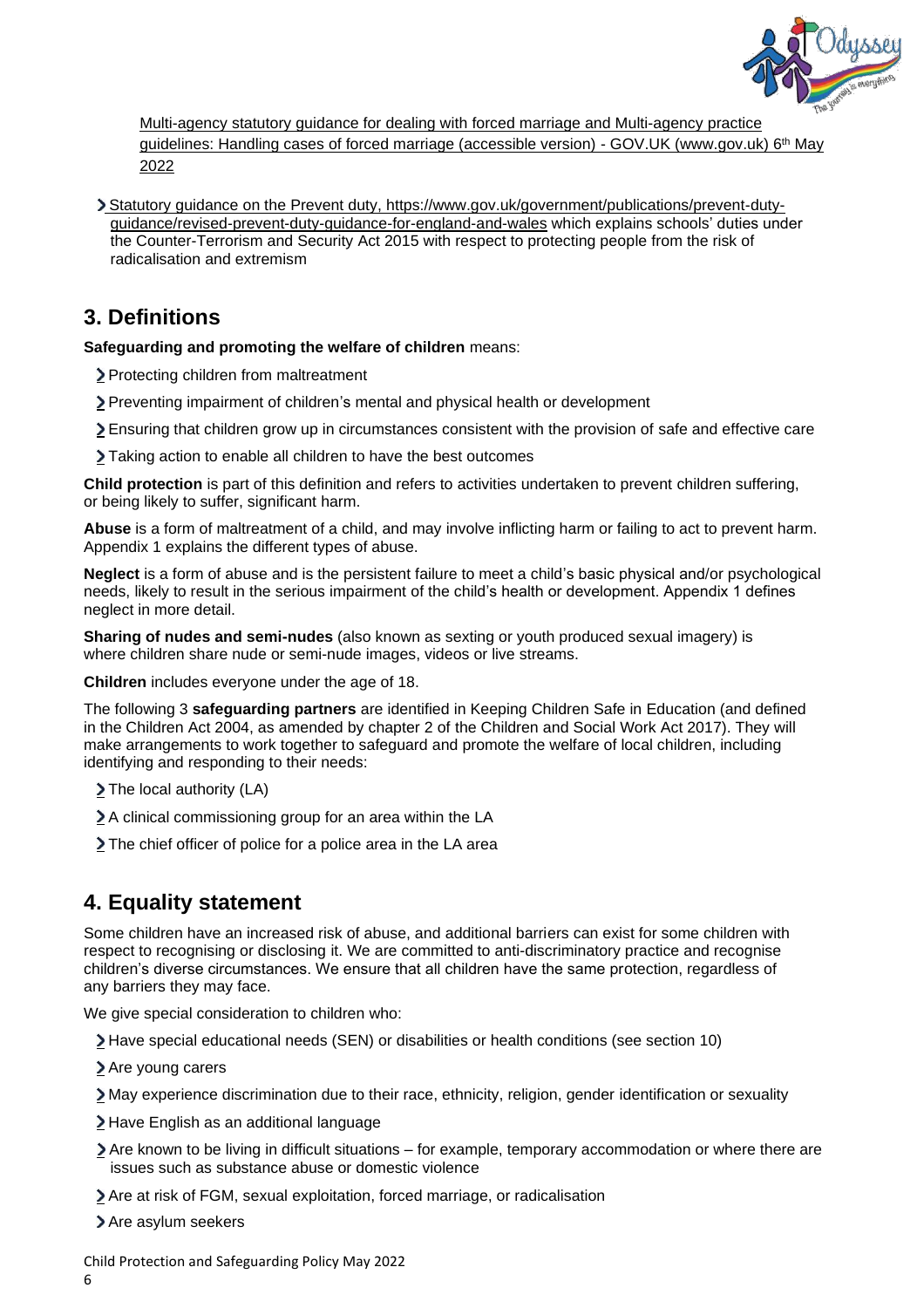Multi-agency statutory guidance for dealing with forced marriage and Multi-agency practice guidelines: Handling cases of forced marriage (accessible version) - GOV.UK (www.gov.uk) 6th May 2022

- Statutory guidance on the Prevent duty, https://www.gov.uk/government/publications/prevent-duty-guidance/revised-prevent-duty-guidance-for-england-and-wales which explains schools' duties under the Counter-Terrorism and Security Act 2015 with respect to protecting people from the risk of radicalisation and extremism

## 3. Definitions

**Safeguarding and promoting the welfare of children** means:

- Protecting children from maltreatment
- Preventing impairment of children's mental and physical health or development
- Ensuring that children grow up in circumstances consistent with the provision of safe and effective care
- Taking action to enable all children to have the best outcomes

**Child protection** is part of this definition and refers to activities undertaken to prevent children suffering, or being likely to suffer, significant harm.

**Abuse** is a form of maltreatment of a child, and may involve inflicting harm or failing to act to prevent harm. Appendix 1 explains the different types of abuse.

**Neglect** is a form of abuse and is the persistent failure to meet a child's basic physical and/or psychological needs, likely to result in the serious impairment of the child's health or development. Appendix 1 defines neglect in more detail.

**Sharing of nudes and semi-nudes** (also known as sexting or youth produced sexual imagery) is where children share nude or semi-nude images, videos or live streams.

**Children** includes everyone under the age of 18.

The following 3 **safeguarding partners** are identified in Keeping Children Safe in Education (and defined in the Children Act 2004, as amended by chapter 2 of the Children and Social Work Act 2017). They will make arrangements to work together to safeguard and promote the welfare of local children, including identifying and responding to their needs:

- The local authority (LA)
- A clinical commissioning group for an area within the LA
- The chief officer of police for a police area in the LA area

## 4. Equality statement

Some children have an increased risk of abuse, and additional barriers can exist for some children with respect to recognising or disclosing it. We are committed to anti-discriminatory practice and recognise children's diverse circumstances. We ensure that all children have the same protection, regardless of any barriers they may face.

We give special consideration to children who:

- Have special educational needs (SEN) or disabilities or health conditions (see section 10)
- Are young carers
- May experience discrimination due to their race, ethnicity, religion, gender identification or sexuality
- Have English as an additional language
- Are known to be living in difficult situations – for example, temporary accommodation or where there are issues such as substance abuse or domestic violence
- Are at risk of FGM, sexual exploitation, forced marriage, or radicalisation
- Are asylum seekers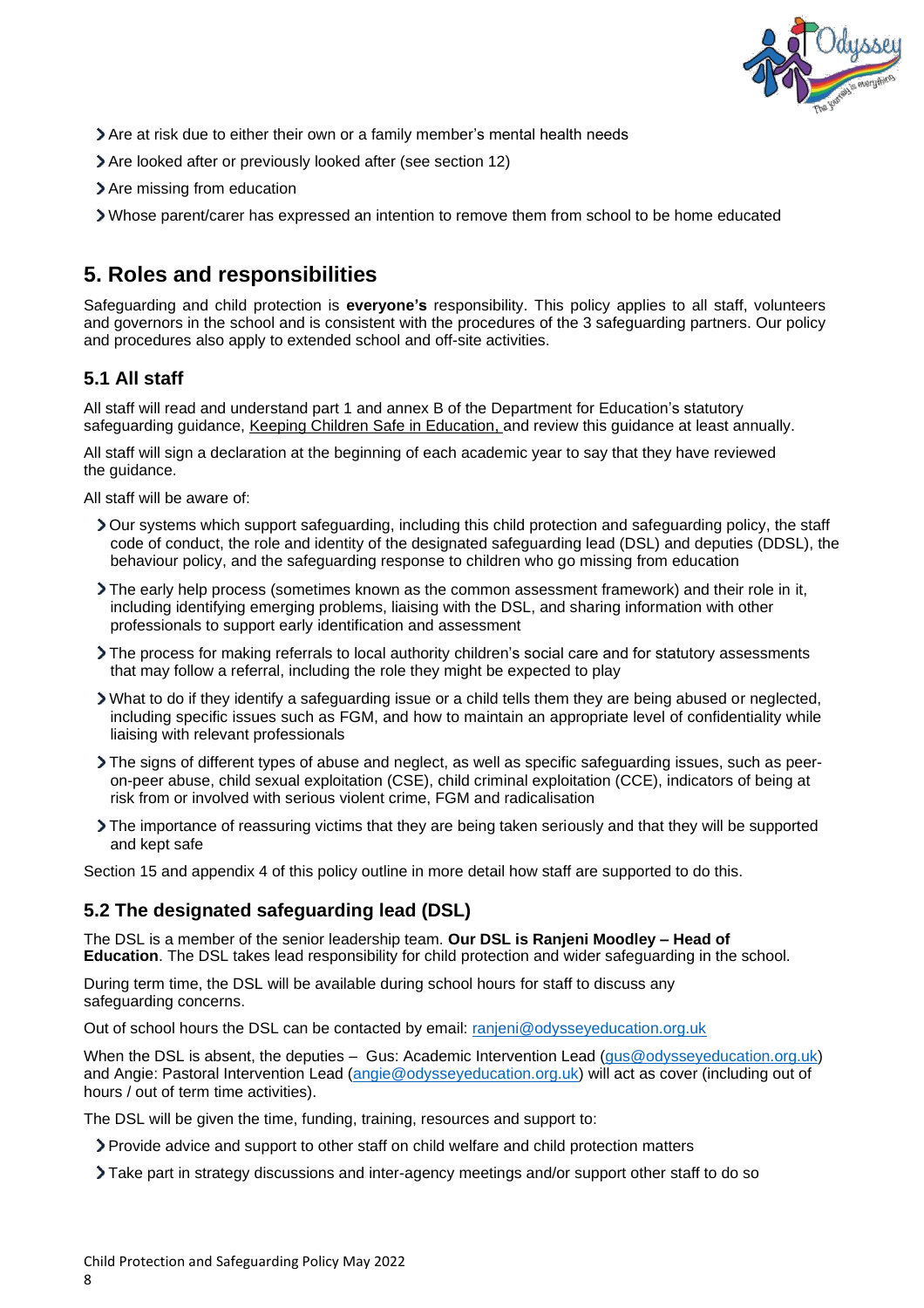- Are at risk due to either their own or a family member's mental health needs
- Are looked after or previously looked after (see section 12)
- Are missing from education
- Whose parent/carer has expressed an intention to remove them from school to be home educated

## 5. Roles and responsibilities

Safeguarding and child protection is **everyone's** responsibility. This policy applies to all staff, volunteers and governors in the school and is consistent with the procedures of the 3 safeguarding partners. Our policy and procedures also apply to extended school and off-site activities.

### 5.1 All staff

All staff will read and understand part 1 and annex B of the Department for Education's statutory safeguarding guidance, Keeping Children Safe in Education, and review this guidance at least annually.

All staff will sign a declaration at the beginning of each academic year to say that they have reviewed the guidance.

All staff will be aware of:

- Our systems which support safeguarding, including this child protection and safeguarding policy, the staff code of conduct, the role and identity of the designated safeguarding lead (DSL) and deputies (DDSL), the behaviour policy, and the safeguarding response to children who go missing from education
- The early help process (sometimes known as the common assessment framework) and their role in it, including identifying emerging problems, liaising with the DSL, and sharing information with other professionals to support early identification and assessment
- The process for making referrals to local authority children's social care and for statutory assessments that may follow a referral, including the role they might be expected to play
- What to do if they identify a safeguarding issue or a child tells them they are being abused or neglected, including specific issues such as FGM, and how to maintain an appropriate level of confidentiality while liaising with relevant professionals
- The signs of different types of abuse and neglect, as well as specific safeguarding issues, such as peer-on-peer abuse, child sexual exploitation (CSE), child criminal exploitation (CCE), indicators of being at risk from or involved with serious violent crime, FGM and radicalisation
- The importance of reassuring victims that they are being taken seriously and that they will be supported and kept safe

Section 15 and appendix 4 of this policy outline in more detail how staff are supported to do this.

### 5.2 The designated safeguarding lead (DSL)

The DSL is a member of the senior leadership team. **Our DSL is Ranjeni Moodley – Head of Education**. The DSL takes lead responsibility for child protection and wider safeguarding in the school.

During term time, the DSL will be available during school hours for staff to discuss any safeguarding concerns.

Out of school hours the DSL can be contacted by email: ranjeni@odysseyeducation.org.uk

When the DSL is absent, the deputies – Gus: Academic Intervention Lead (gus@odysseyeducation.org.uk) and Angie: Pastoral Intervention Lead (angie@odysseyeducation.org.uk) will act as cover (including out of hours / out of term time activities).

The DSL will be given the time, funding, training, resources and support to:

- Provide advice and support to other staff on child welfare and child protection matters
- Take part in strategy discussions and inter-agency meetings and/or support other staff to do so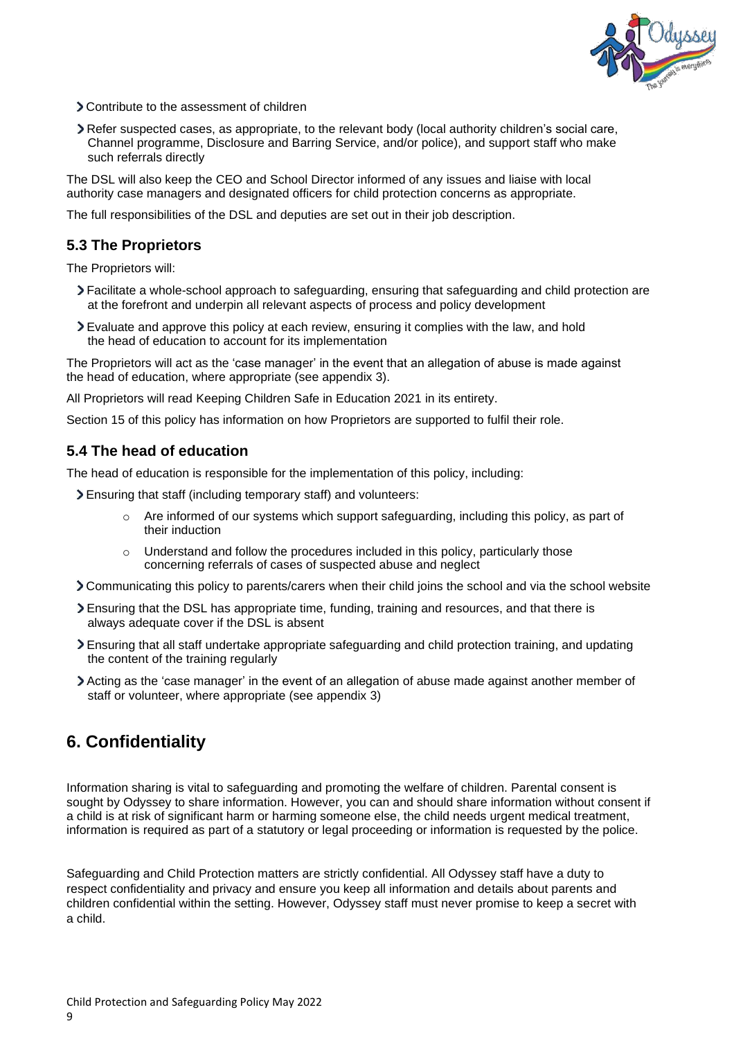- Contribute to the assessment of children
- Refer suspected cases, as appropriate, to the relevant body (local authority children's social care, Channel programme, Disclosure and Barring Service, and/or police), and support staff who make such referrals directly

The DSL will also keep the CEO and School Director informed of any issues and liaise with local authority case managers and designated officers for child protection concerns as appropriate.

The full responsibilities of the DSL and deputies are set out in their job description.

### 5.3 The Proprietors

The Proprietors will:

- Facilitate a whole-school approach to safeguarding, ensuring that safeguarding and child protection are at the forefront and underpin all relevant aspects of process and policy development
- Evaluate and approve this policy at each review, ensuring it complies with the law, and hold the head of education to account for its implementation

The Proprietors will act as the 'case manager' in the event that an allegation of abuse is made against the head of education, where appropriate (see appendix 3).

All Proprietors will read Keeping Children Safe in Education 2021 in its entirety.

Section 15 of this policy has information on how Proprietors are supported to fulfil their role.

### 5.4 The head of education

The head of education is responsible for the implementation of this policy, including:

- Ensuring that staff (including temporary staff) and volunteers:
  - Are informed of our systems which support safeguarding, including this policy, as part of their induction
  - Understand and follow the procedures included in this policy, particularly those concerning referrals of cases of suspected abuse and neglect
- Communicating this policy to parents/carers when their child joins the school and via the school website
- Ensuring that the DSL has appropriate time, funding, training and resources, and that there is always adequate cover if the DSL is absent
- Ensuring that all staff undertake appropriate safeguarding and child protection training, and updating the content of the training regularly
- Acting as the 'case manager' in the event of an allegation of abuse made against another member of staff or volunteer, where appropriate (see appendix 3)

## 6. Confidentiality

Information sharing is vital to safeguarding and promoting the welfare of children. Parental consent is sought by Odyssey to share information. However, you can and should share information without consent if a child is at risk of significant harm or harming someone else, the child needs urgent medical treatment, information is required as part of a statutory or legal proceeding or information is requested by the police.

Safeguarding and Child Protection matters are strictly confidential. All Odyssey staff have a duty to respect confidentiality and privacy and ensure you keep all information and details about parents and children confidential within the setting. However, Odyssey staff must never promise to keep a secret with a child.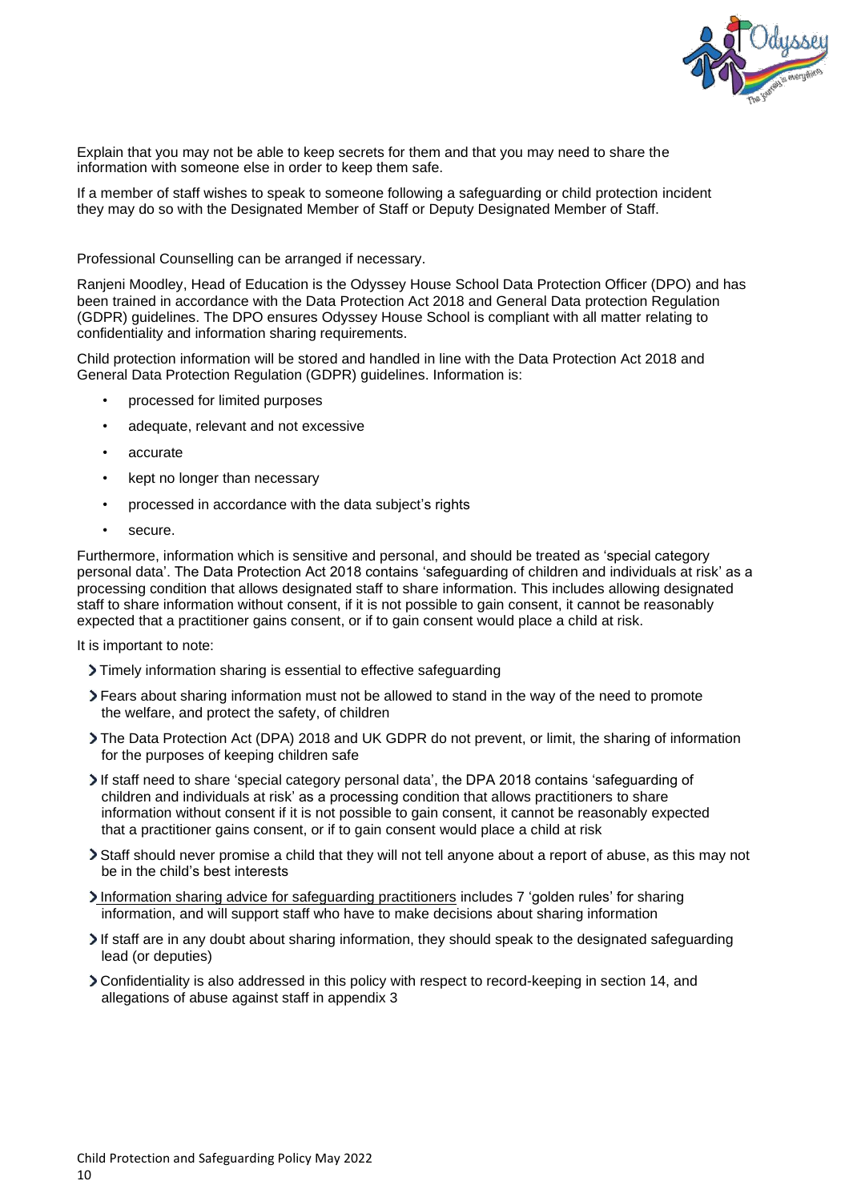Explain that you may not be able to keep secrets for them and that you may need to share the information with someone else in order to keep them safe.

If a member of staff wishes to speak to someone following a safeguarding or child protection incident they may do so with the Designated Member of Staff or Deputy Designated Member of Staff.

Professional Counselling can be arranged if necessary.

Ranjeni Moodley, Head of Education is the Odyssey House School Data Protection Officer (DPO) and has been trained in accordance with the Data Protection Act 2018 and General Data protection Regulation (GDPR) guidelines. The DPO ensures Odyssey House School is compliant with all matter relating to confidentiality and information sharing requirements.

Child protection information will be stored and handled in line with the Data Protection Act 2018 and General Data Protection Regulation (GDPR) guidelines. Information is:

- processed for limited purposes
- adequate, relevant and not excessive
- accurate
- kept no longer than necessary
- processed in accordance with the data subject's rights
- secure.

Furthermore, information which is sensitive and personal, and should be treated as 'special category personal data'. The Data Protection Act 2018 contains 'safeguarding of children and individuals at risk' as a processing condition that allows designated staff to share information. This includes allowing designated staff to share information without consent, if it is not possible to gain consent, it cannot be reasonably expected that a practitioner gains consent, or if to gain consent would place a child at risk.

It is important to note:

- Timely information sharing is essential to effective safeguarding
- Fears about sharing information must not be allowed to stand in the way of the need to promote the welfare, and protect the safety, of children
- The Data Protection Act (DPA) 2018 and UK GDPR do not prevent, or limit, the sharing of information for the purposes of keeping children safe
- If staff need to share 'special category personal data', the DPA 2018 contains 'safeguarding of children and individuals at risk' as a processing condition that allows practitioners to share information without consent if it is not possible to gain consent, it cannot be reasonably expected that a practitioner gains consent, or if to gain consent would place a child at risk
- Staff should never promise a child that they will not tell anyone about a report of abuse, as this may not be in the child's best interests
- Information sharing advice for safeguarding practitioners includes 7 'golden rules' for sharing information, and will support staff who have to make decisions about sharing information
- If staff are in any doubt about sharing information, they should speak to the designated safeguarding lead (or deputies)
- Confidentiality is also addressed in this policy with respect to record-keeping in section 14, and allegations of abuse against staff in appendix 3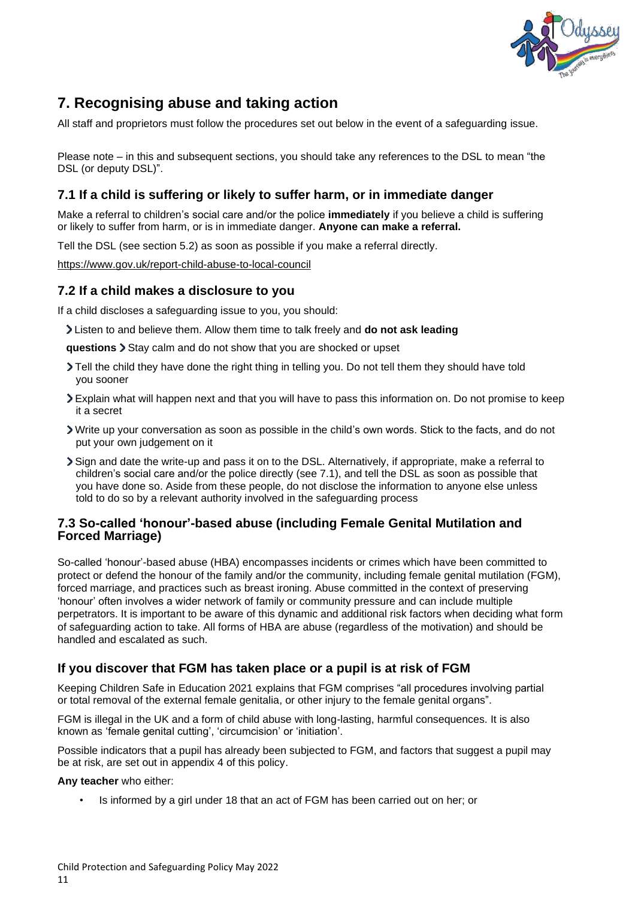## 7. Recognising abuse and taking action

All staff and proprietors must follow the procedures set out below in the event of a safeguarding issue.

Please note – in this and subsequent sections, you should take any references to the DSL to mean "the DSL (or deputy DSL)".

### 7.1 If a child is suffering or likely to suffer harm, or in immediate danger

Make a referral to children's social care and/or the police **immediately** if you believe a child is suffering or likely to suffer from harm, or is in immediate danger. **Anyone can make a referral.**

Tell the DSL (see section 5.2) as soon as possible if you make a referral directly.

https://www.gov.uk/report-child-abuse-to-local-council

### 7.2 If a child makes a disclosure to you

If a child discloses a safeguarding issue to you, you should:

- Listen to and believe them. Allow them time to talk freely and **do not ask leading questions**
- Stay calm and do not show that you are shocked or upset
- Tell the child they have done the right thing in telling you. Do not tell them they should have told you sooner
- Explain what will happen next and that you will have to pass this information on. Do not promise to keep it a secret
- Write up your conversation as soon as possible in the child's own words. Stick to the facts, and do not put your own judgement on it
- Sign and date the write-up and pass it on to the DSL. Alternatively, if appropriate, make a referral to children's social care and/or the police directly (see 7.1), and tell the DSL as soon as possible that you have done so. Aside from these people, do not disclose the information to anyone else unless told to do so by a relevant authority involved in the safeguarding process

### 7.3 So-called 'honour'-based abuse (including Female Genital Mutilation and Forced Marriage)

So-called 'honour'-based abuse (HBA) encompasses incidents or crimes which have been committed to protect or defend the honour of the family and/or the community, including female genital mutilation (FGM), forced marriage, and practices such as breast ironing. Abuse committed in the context of preserving 'honour' often involves a wider network of family or community pressure and can include multiple perpetrators. It is important to be aware of this dynamic and additional risk factors when deciding what form of safeguarding action to take. All forms of HBA are abuse (regardless of the motivation) and should be handled and escalated as such.

### If you discover that FGM has taken place or a pupil is at risk of FGM

Keeping Children Safe in Education 2021 explains that FGM comprises "all procedures involving partial or total removal of the external female genitalia, or other injury to the female genital organs".

FGM is illegal in the UK and a form of child abuse with long-lasting, harmful consequences. It is also known as 'female genital cutting', 'circumcision' or 'initiation'.

Possible indicators that a pupil has already been subjected to FGM, and factors that suggest a pupil may be at risk, are set out in appendix 4 of this policy.

**Any teacher** who either:

- Is informed by a girl under 18 that an act of FGM has been carried out on her; or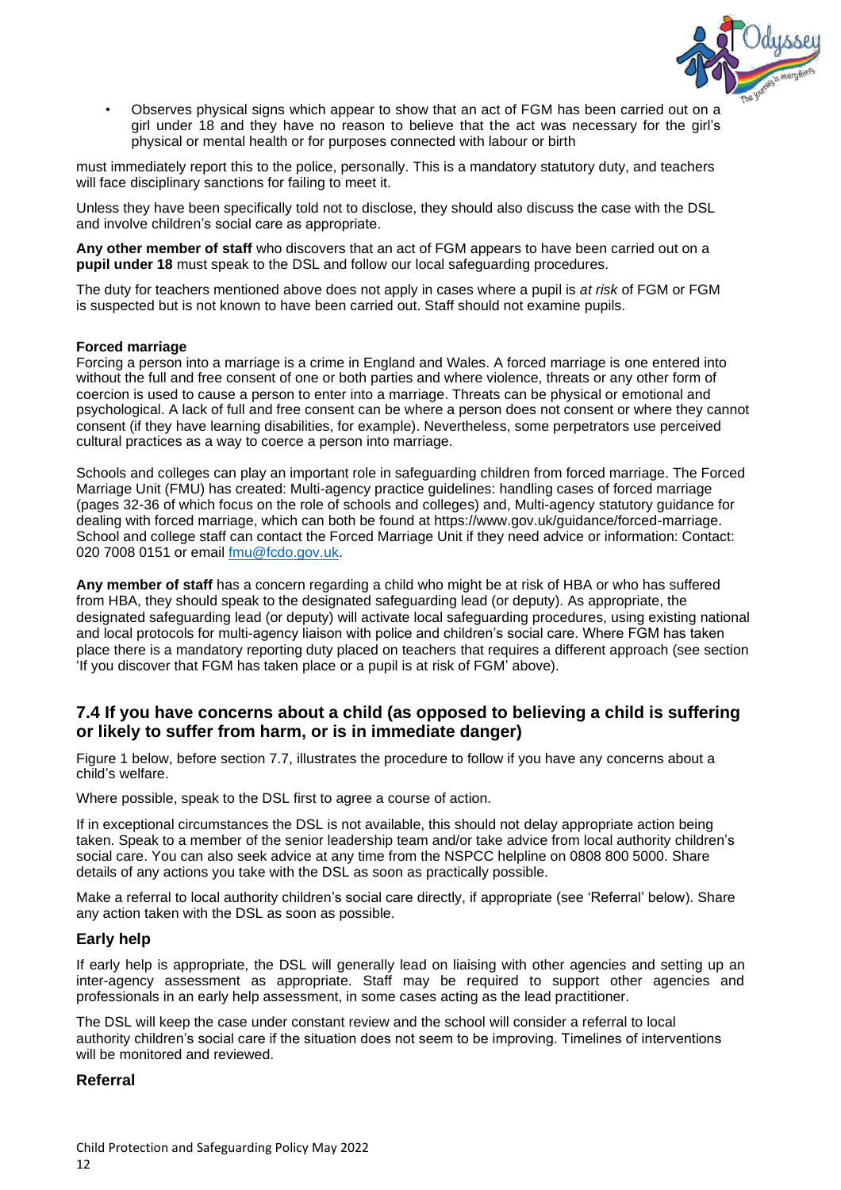- Observes physical signs which appear to show that an act of FGM has been carried out on a girl under 18 and they have no reason to believe that the act was necessary for the girl's physical or mental health or for purposes connected with labour or birth

must immediately report this to the police, personally. This is a mandatory statutory duty, and teachers will face disciplinary sanctions for failing to meet it.

Unless they have been specifically told not to disclose, they should also discuss the case with the DSL and involve children's social care as appropriate.

**Any other member of staff** who discovers that an act of FGM appears to have been carried out on a **pupil under 18** must speak to the DSL and follow our local safeguarding procedures.

The duty for teachers mentioned above does not apply in cases where a pupil is *at risk* of FGM or FGM is suspected but is not known to have been carried out. Staff should not examine pupils.

**Forced marriage**

Forcing a person into a marriage is a crime in England and Wales. A forced marriage is one entered into without the full and free consent of one or both parties and where violence, threats or any other form of coercion is used to cause a person to enter into a marriage. Threats can be physical or emotional and psychological. A lack of full and free consent can be where a person does not consent or where they cannot consent (if they have learning disabilities, for example). Nevertheless, some perpetrators use perceived cultural practices as a way to coerce a person into marriage.

Schools and colleges can play an important role in safeguarding children from forced marriage. The Forced Marriage Unit (FMU) has created: Multi-agency practice guidelines: handling cases of forced marriage (pages 32-36 of which focus on the role of schools and colleges) and, Multi-agency statutory guidance for dealing with forced marriage, which can both be found at https://www.gov.uk/guidance/forced-marriage. School and college staff can contact the Forced Marriage Unit if they need advice or information: Contact: 020 7008 0151 or email fmu@fcdo.gov.uk.

**Any member of staff** has a concern regarding a child who might be at risk of HBA or who has suffered from HBA, they should speak to the designated safeguarding lead (or deputy). As appropriate, the designated safeguarding lead (or deputy) will activate local safeguarding procedures, using existing national and local protocols for multi-agency liaison with police and children's social care. Where FGM has taken place there is a mandatory reporting duty placed on teachers that requires a different approach (see section 'If you discover that FGM has taken place or a pupil is at risk of FGM' above).

## 7.4 If you have concerns about a child (as opposed to believing a child is suffering or likely to suffer from harm, or is in immediate danger)

Figure 1 below, before section 7.7, illustrates the procedure to follow if you have any concerns about a child's welfare.

Where possible, speak to the DSL first to agree a course of action.

If in exceptional circumstances the DSL is not available, this should not delay appropriate action being taken. Speak to a member of the senior leadership team and/or take advice from local authority children's social care. You can also seek advice at any time from the NSPCC helpline on 0808 800 5000. Share details of any actions you take with the DSL as soon as practically possible.

Make a referral to local authority children's social care directly, if appropriate (see 'Referral' below). Share any action taken with the DSL as soon as possible.

### Early help

If early help is appropriate, the DSL will generally lead on liaising with other agencies and setting up an inter-agency assessment as appropriate. Staff may be required to support other agencies and professionals in an early help assessment, in some cases acting as the lead practitioner.

The DSL will keep the case under constant review and the school will consider a referral to local authority children's social care if the situation does not seem to be improving. Timelines of interventions will be monitored and reviewed.

### Referral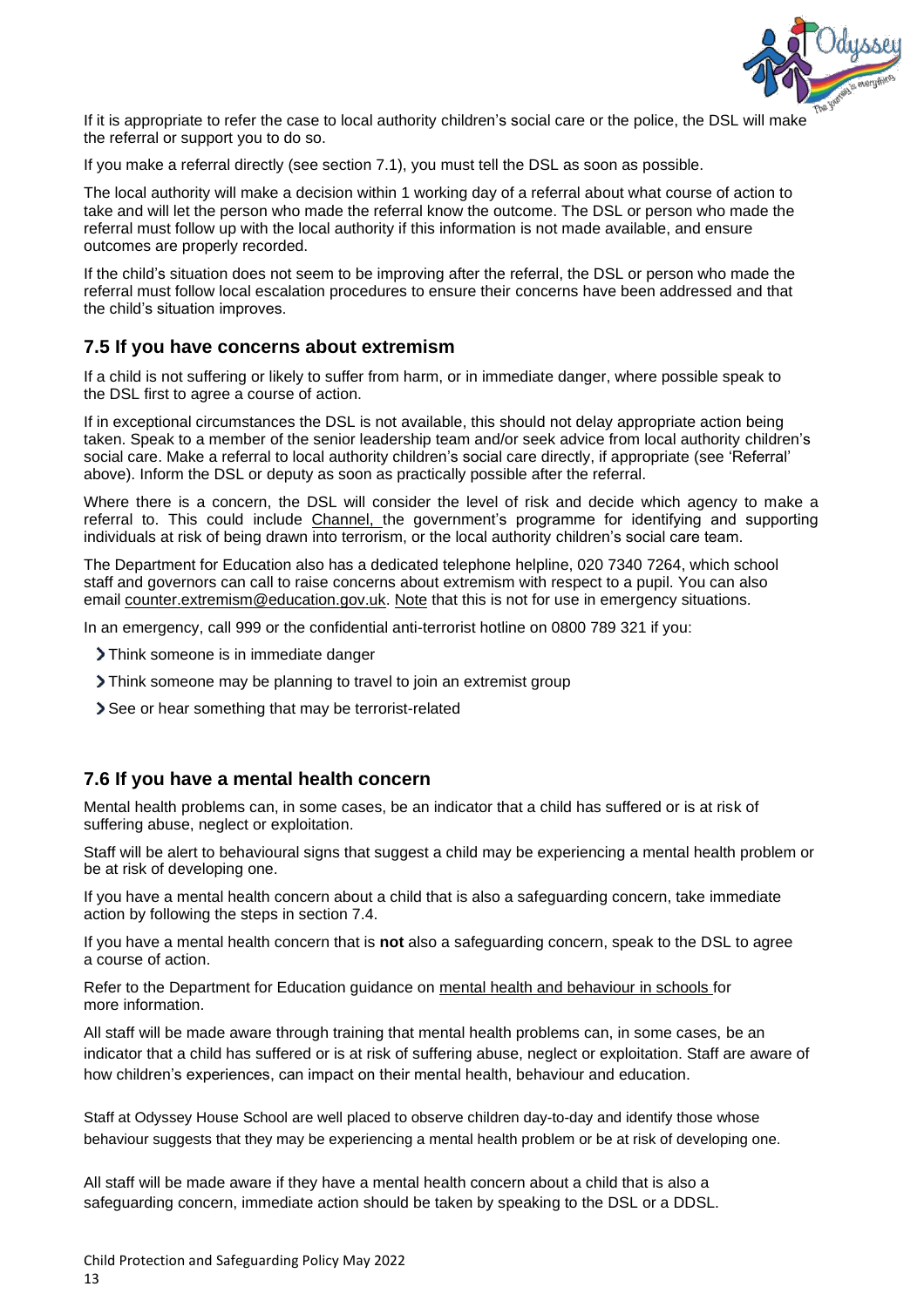If it is appropriate to refer the case to local authority children's social care or the police, the DSL will make the referral or support you to do so.

If you make a referral directly (see section 7.1), you must tell the DSL as soon as possible.

The local authority will make a decision within 1 working day of a referral about what course of action to take and will let the person who made the referral know the outcome. The DSL or person who made the referral must follow up with the local authority if this information is not made available, and ensure outcomes are properly recorded.

If the child's situation does not seem to be improving after the referral, the DSL or person who made the referral must follow local escalation procedures to ensure their concerns have been addressed and that the child's situation improves.

## 7.5 If you have concerns about extremism

If a child is not suffering or likely to suffer from harm, or in immediate danger, where possible speak to the DSL first to agree a course of action.

If in exceptional circumstances the DSL is not available, this should not delay appropriate action being taken. Speak to a member of the senior leadership team and/or seek advice from local authority children's social care. Make a referral to local authority children's social care directly, if appropriate (see 'Referral' above). Inform the DSL or deputy as soon as practically possible after the referral.

Where there is a concern, the DSL will consider the level of risk and decide which agency to make a referral to. This could include Channel, the government's programme for identifying and supporting individuals at risk of being drawn into terrorism, or the local authority children's social care team.

The Department for Education also has a dedicated telephone helpline, 020 7340 7264, which school staff and governors can call to raise concerns about extremism with respect to a pupil. You can also email counter.extremism@education.gov.uk. Note that this is not for use in emergency situations.

In an emergency, call 999 or the confidential anti-terrorist hotline on 0800 789 321 if you:

- Think someone is in immediate danger
- Think someone may be planning to travel to join an extremist group
- See or hear something that may be terrorist-related

## 7.6 If you have a mental health concern

Mental health problems can, in some cases, be an indicator that a child has suffered or is at risk of suffering abuse, neglect or exploitation.

Staff will be alert to behavioural signs that suggest a child may be experiencing a mental health problem or be at risk of developing one.

If you have a mental health concern about a child that is also a safeguarding concern, take immediate action by following the steps in section 7.4.

If you have a mental health concern that is **not** also a safeguarding concern, speak to the DSL to agree a course of action.

Refer to the Department for Education guidance on mental health and behaviour in schools for more information.

All staff will be made aware through training that mental health problems can, in some cases, be an indicator that a child has suffered or is at risk of suffering abuse, neglect or exploitation. Staff are aware of how children's experiences, can impact on their mental health, behaviour and education.

Staff at Odyssey House School are well placed to observe children day-to-day and identify those whose behaviour suggests that they may be experiencing a mental health problem or be at risk of developing one.

All staff will be made aware if they have a mental health concern about a child that is also a safeguarding concern, immediate action should be taken by speaking to the DSL or a DDSL.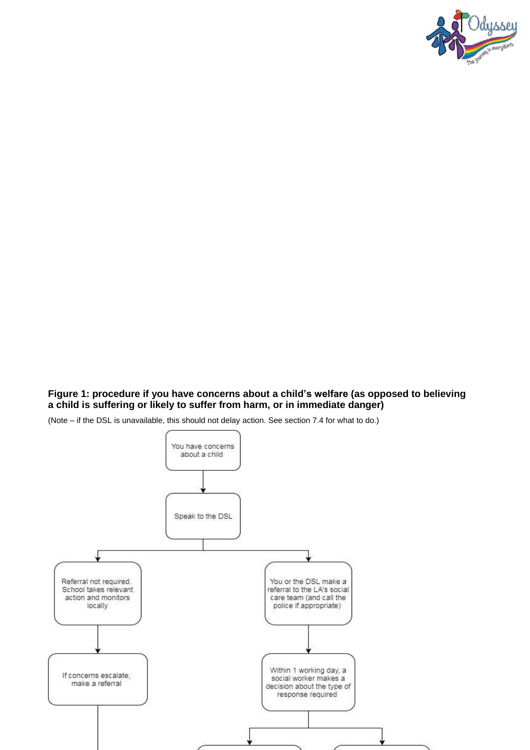**Figure 1: procedure if you have concerns about a child's welfare (as opposed to believing a child is suffering or likely to suffer from harm, or in immediate danger)**

(Note – if the DSL is unavailable, this should not delay action. See section 7.4 for what to do.)

You have concerns about a child

Speak to the DSL

Referral not required. School takes relevant action and monitors locally

You or the DSL make a referral to the LA's social care team (and call the police if appropriate)

If concerns escalate, make a referral

Within 1 working day, a social worker makes a decision about the type of response required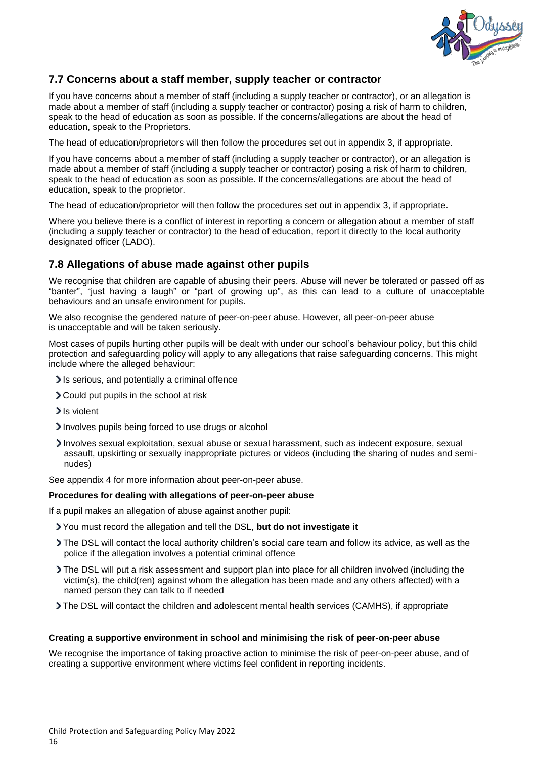## 7.7 Concerns about a staff member, supply teacher or contractor

If you have concerns about a member of staff (including a supply teacher or contractor), or an allegation is made about a member of staff (including a supply teacher or contractor) posing a risk of harm to children, speak to the head of education as soon as possible. If the concerns/allegations are about the head of education, speak to the Proprietors.

The head of education/proprietors will then follow the procedures set out in appendix 3, if appropriate.

If you have concerns about a member of staff (including a supply teacher or contractor), or an allegation is made about a member of staff (including a supply teacher or contractor) posing a risk of harm to children, speak to the head of education as soon as possible. If the concerns/allegations are about the head of education, speak to the proprietor.

The head of education/proprietor will then follow the procedures set out in appendix 3, if appropriate.

Where you believe there is a conflict of interest in reporting a concern or allegation about a member of staff (including a supply teacher or contractor) to the head of education, report it directly to the local authority designated officer (LADO).

## 7.8 Allegations of abuse made against other pupils

We recognise that children are capable of abusing their peers. Abuse will never be tolerated or passed off as "banter", "just having a laugh" or "part of growing up", as this can lead to a culture of unacceptable behaviours and an unsafe environment for pupils.

We also recognise the gendered nature of peer-on-peer abuse. However, all peer-on-peer abuse is unacceptable and will be taken seriously.

Most cases of pupils hurting other pupils will be dealt with under our school's behaviour policy, but this child protection and safeguarding policy will apply to any allegations that raise safeguarding concerns. This might include where the alleged behaviour:

- Is serious, and potentially a criminal offence
- Could put pupils in the school at risk
- Is violent
- Involves pupils being forced to use drugs or alcohol
- Involves sexual exploitation, sexual abuse or sexual harassment, such as indecent exposure, sexual assault, upskirting or sexually inappropriate pictures or videos (including the sharing of nudes and semi-nudes)

See appendix 4 for more information about peer-on-peer abuse.

**Procedures for dealing with allegations of peer-on-peer abuse**

If a pupil makes an allegation of abuse against another pupil:

- You must record the allegation and tell the DSL, **but do not investigate it**
- The DSL will contact the local authority children's social care team and follow its advice, as well as the police if the allegation involves a potential criminal offence
- The DSL will put a risk assessment and support plan into place for all children involved (including the victim(s), the child(ren) against whom the allegation has been made and any others affected) with a named person they can talk to if needed
- The DSL will contact the children and adolescent mental health services (CAMHS), if appropriate

**Creating a supportive environment in school and minimising the risk of peer-on-peer abuse**

We recognise the importance of taking proactive action to minimise the risk of peer-on-peer abuse, and of creating a supportive environment where victims feel confident in reporting incidents.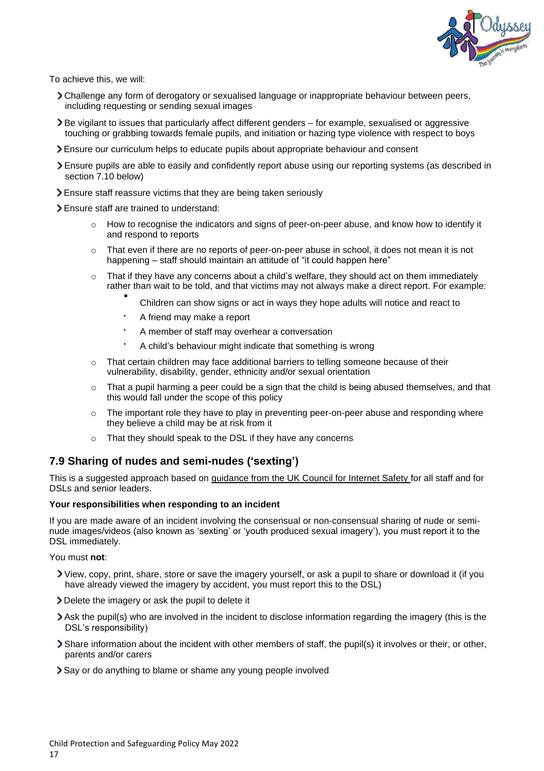To achieve this, we will:

- Challenge any form of derogatory or sexualised language or inappropriate behaviour between peers, including requesting or sending sexual images
- Be vigilant to issues that particularly affect different genders – for example, sexualised or aggressive touching or grabbing towards female pupils, and initiation or hazing type violence with respect to boys
- Ensure our curriculum helps to educate pupils about appropriate behaviour and consent
- Ensure pupils are able to easily and confidently report abuse using our reporting systems (as described in section 7.10 below)
- Ensure staff reassure victims that they are being taken seriously
- Ensure staff are trained to understand:
    - How to recognise the indicators and signs of peer-on-peer abuse, and know how to identify it and respond to reports
    - That even if there are no reports of peer-on-peer abuse in school, it does not mean it is not happening – staff should maintain an attitude of "it could happen here"
    - That if they have any concerns about a child's welfare, they should act on them immediately rather than wait to be told, and that victims may not always make a direct report. For example:
        - Children can show signs or act in ways they hope adults will notice and react to
        - A friend may make a report
        - A member of staff may overhear a conversation
        - A child's behaviour might indicate that something is wrong
    - That certain children may face additional barriers to telling someone because of their vulnerability, disability, gender, ethnicity and/or sexual orientation
    - That a pupil harming a peer could be a sign that the child is being abused themselves, and that this would fall under the scope of this policy
    - The important role they have to play in preventing peer-on-peer abuse and responding where they believe a child may be at risk from it
    - That they should speak to the DSL if they have any concerns

## 7.9 Sharing of nudes and semi-nudes ('sexting')

This is a suggested approach based on guidance from the UK Council for Internet Safety for all staff and for DSLs and senior leaders.

**Your responsibilities when responding to an incident**

If you are made aware of an incident involving the consensual or non-consensual sharing of nude or semi-nude images/videos (also known as 'sexting' or 'youth produced sexual imagery'), you must report it to the DSL immediately.

You must **not**:

- View, copy, print, share, store or save the imagery yourself, or ask a pupil to share or download it (if you have already viewed the imagery by accident, you must report this to the DSL)
- Delete the imagery or ask the pupil to delete it
- Ask the pupil(s) who are involved in the incident to disclose information regarding the imagery (this is the DSL's responsibility)
- Share information about the incident with other members of staff, the pupil(s) it involves or their, or other, parents and/or carers
- Say or do anything to blame or shame any young people involved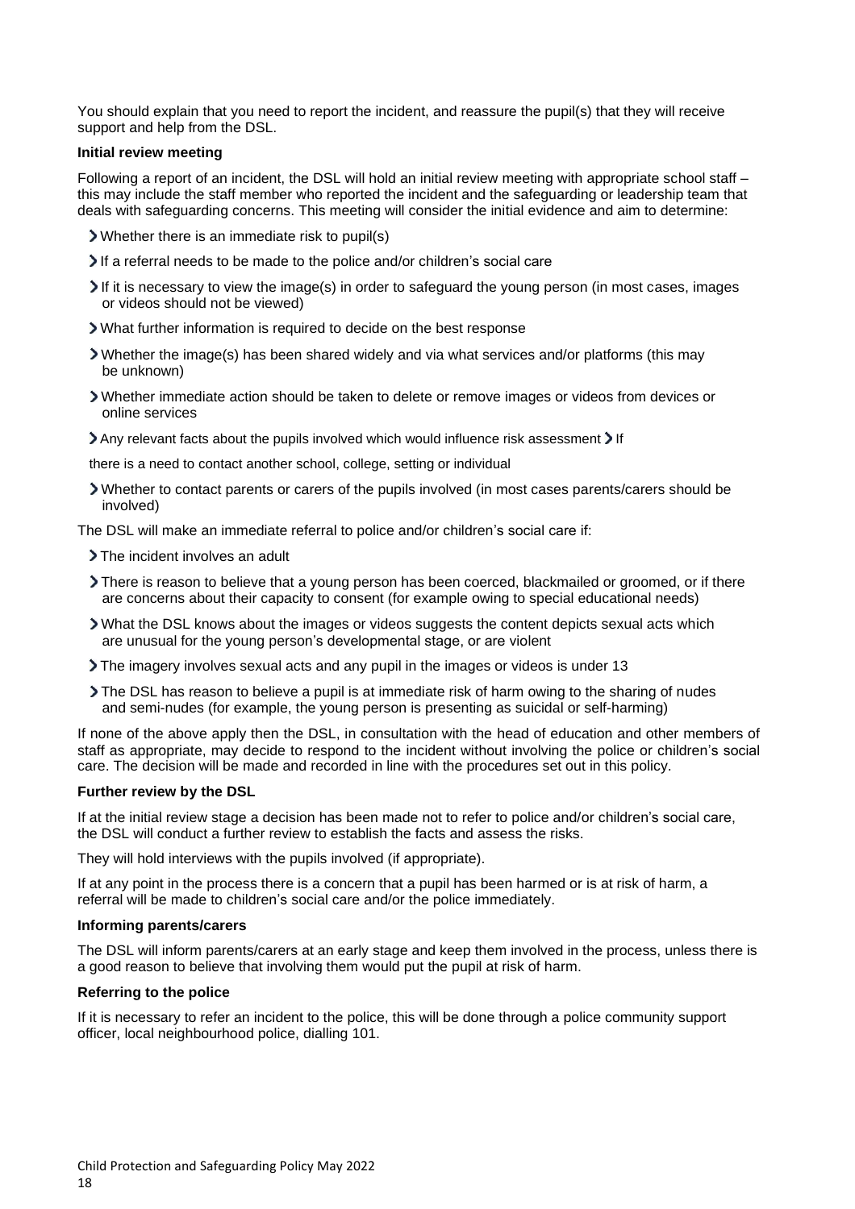You should explain that you need to report the incident, and reassure the pupil(s) that they will receive support and help from the DSL.

**Initial review meeting**

Following a report of an incident, the DSL will hold an initial review meeting with appropriate school staff – this may include the staff member who reported the incident and the safeguarding or leadership team that deals with safeguarding concerns. This meeting will consider the initial evidence and aim to determine:

- Whether there is an immediate risk to pupil(s)
- If a referral needs to be made to the police and/or children's social care
- If it is necessary to view the image(s) in order to safeguard the young person (in most cases, images or videos should not be viewed)
- What further information is required to decide on the best response
- Whether the image(s) has been shared widely and via what services and/or platforms (this may be unknown)
- Whether immediate action should be taken to delete or remove images or videos from devices or online services
- Any relevant facts about the pupils involved which would influence risk assessment
- If there is a need to contact another school, college, setting or individual
- Whether to contact parents or carers of the pupils involved (in most cases parents/carers should be involved)

The DSL will make an immediate referral to police and/or children's social care if:

- The incident involves an adult
- There is reason to believe that a young person has been coerced, blackmailed or groomed, or if there are concerns about their capacity to consent (for example owing to special educational needs)
- What the DSL knows about the images or videos suggests the content depicts sexual acts which are unusual for the young person's developmental stage, or are violent
- The imagery involves sexual acts and any pupil in the images or videos is under 13
- The DSL has reason to believe a pupil is at immediate risk of harm owing to the sharing of nudes and semi-nudes (for example, the young person is presenting as suicidal or self-harming)

If none of the above apply then the DSL, in consultation with the head of education and other members of staff as appropriate, may decide to respond to the incident without involving the police or children's social care. The decision will be made and recorded in line with the procedures set out in this policy.

**Further review by the DSL**

If at the initial review stage a decision has been made not to refer to police and/or children's social care, the DSL will conduct a further review to establish the facts and assess the risks.

They will hold interviews with the pupils involved (if appropriate).

If at any point in the process there is a concern that a pupil has been harmed or is at risk of harm, a referral will be made to children's social care and/or the police immediately.

**Informing parents/carers**

The DSL will inform parents/carers at an early stage and keep them involved in the process, unless there is a good reason to believe that involving them would put the pupil at risk of harm.

**Referring to the police**

If it is necessary to refer an incident to the police, this will be done through a police community support officer, local neighbourhood police, dialling 101.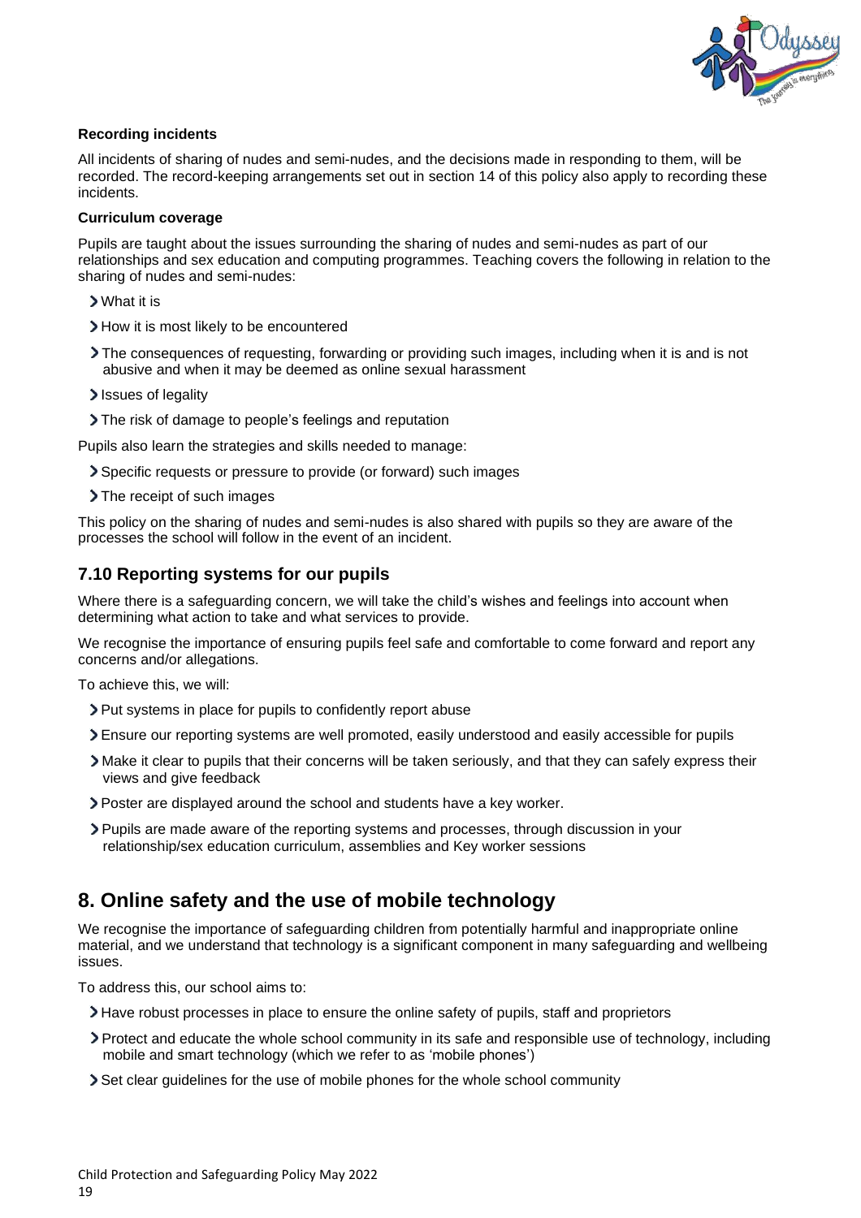**Recording incidents**

All incidents of sharing of nudes and semi-nudes, and the decisions made in responding to them, will be recorded. The record-keeping arrangements set out in section 14 of this policy also apply to recording these incidents.

**Curriculum coverage**

Pupils are taught about the issues surrounding the sharing of nudes and semi-nudes as part of our relationships and sex education and computing programmes. Teaching covers the following in relation to the sharing of nudes and semi-nudes:

- What it is
- How it is most likely to be encountered
- The consequences of requesting, forwarding or providing such images, including when it is and is not abusive and when it may be deemed as online sexual harassment
- Issues of legality
- The risk of damage to people's feelings and reputation

Pupils also learn the strategies and skills needed to manage:

- Specific requests or pressure to provide (or forward) such images
- The receipt of such images

This policy on the sharing of nudes and semi-nudes is also shared with pupils so they are aware of the processes the school will follow in the event of an incident.

### 7.10 Reporting systems for our pupils

Where there is a safeguarding concern, we will take the child's wishes and feelings into account when determining what action to take and what services to provide.

We recognise the importance of ensuring pupils feel safe and comfortable to come forward and report any concerns and/or allegations.

To achieve this, we will:

- Put systems in place for pupils to confidently report abuse
- Ensure our reporting systems are well promoted, easily understood and easily accessible for pupils
- Make it clear to pupils that their concerns will be taken seriously, and that they can safely express their views and give feedback
- Poster are displayed around the school and students have a key worker.
- Pupils are made aware of the reporting systems and processes, through discussion in your relationship/sex education curriculum, assemblies and Key worker sessions

## 8. Online safety and the use of mobile technology

We recognise the importance of safeguarding children from potentially harmful and inappropriate online material, and we understand that technology is a significant component in many safeguarding and wellbeing issues.

To address this, our school aims to:

- Have robust processes in place to ensure the online safety of pupils, staff and proprietors
- Protect and educate the whole school community in its safe and responsible use of technology, including mobile and smart technology (which we refer to as 'mobile phones')
- Set clear guidelines for the use of mobile phones for the whole school community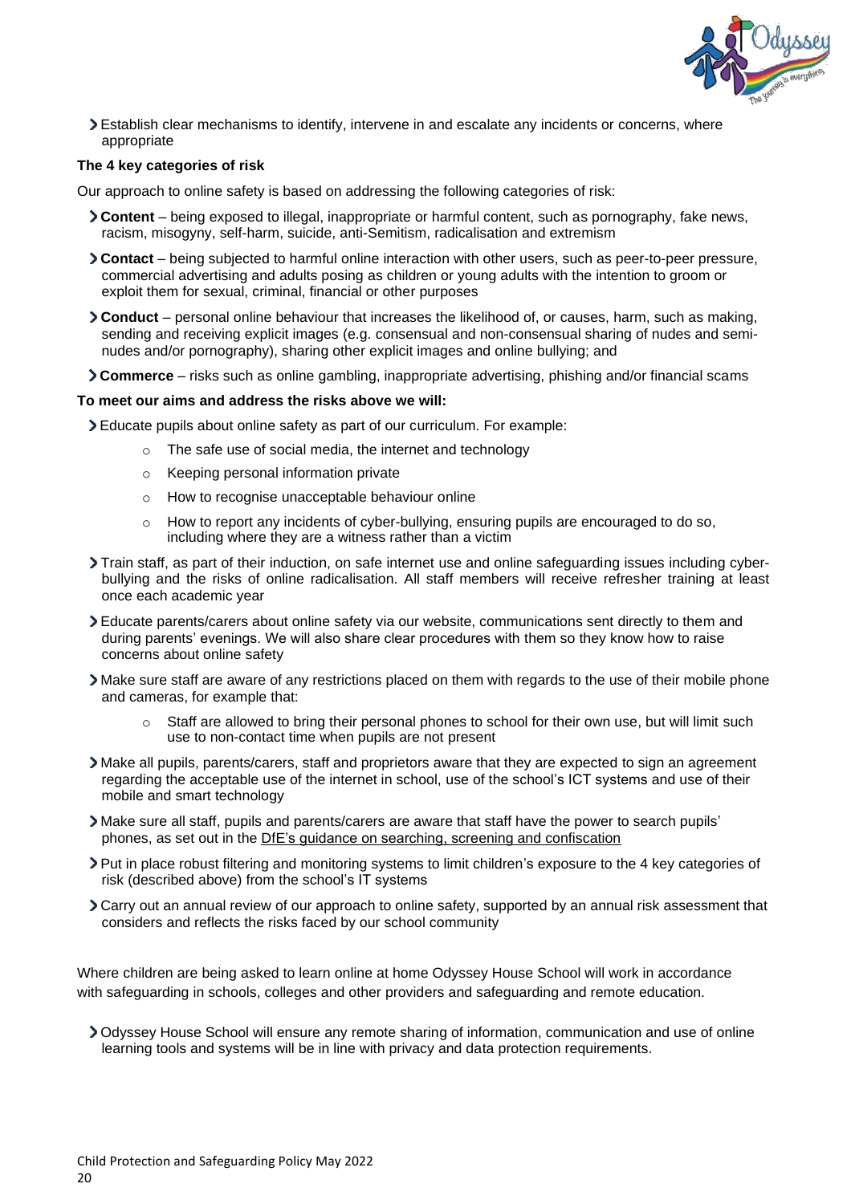- Establish clear mechanisms to identify, intervene in and escalate any incidents or concerns, where appropriate

**The 4 key categories of risk**

Our approach to online safety is based on addressing the following categories of risk:

- **Content** – being exposed to illegal, inappropriate or harmful content, such as pornography, fake news, racism, misogyny, self-harm, suicide, anti-Semitism, radicalisation and extremism
- **Contact** – being subjected to harmful online interaction with other users, such as peer-to-peer pressure, commercial advertising and adults posing as children or young adults with the intention to groom or exploit them for sexual, criminal, financial or other purposes
- **Conduct** – personal online behaviour that increases the likelihood of, or causes, harm, such as making, sending and receiving explicit images (e.g. consensual and non-consensual sharing of nudes and semi-nudes and/or pornography), sharing other explicit images and online bullying; and
- **Commerce** – risks such as online gambling, inappropriate advertising, phishing and/or financial scams

**To meet our aims and address the risks above we will:**

- Educate pupils about online safety as part of our curriculum. For example:
  - The safe use of social media, the internet and technology
  - Keeping personal information private
  - How to recognise unacceptable behaviour online
  - How to report any incidents of cyber-bullying, ensuring pupils are encouraged to do so, including where they are a witness rather than a victim
- Train staff, as part of their induction, on safe internet use and online safeguarding issues including cyber-bullying and the risks of online radicalisation. All staff members will receive refresher training at least once each academic year
- Educate parents/carers about online safety via our website, communications sent directly to them and during parents' evenings. We will also share clear procedures with them so they know how to raise concerns about online safety
- Make sure staff are aware of any restrictions placed on them with regards to the use of their mobile phone and cameras, for example that:
  - Staff are allowed to bring their personal phones to school for their own use, but will limit such use to non-contact time when pupils are not present
- Make all pupils, parents/carers, staff and proprietors aware that they are expected to sign an agreement regarding the acceptable use of the internet in school, use of the school's ICT systems and use of their mobile and smart technology
- Make sure all staff, pupils and parents/carers are aware that staff have the power to search pupils' phones, as set out in the DfE's guidance on searching, screening and confiscation
- Put in place robust filtering and monitoring systems to limit children's exposure to the 4 key categories of risk (described above) from the school's IT systems
- Carry out an annual review of our approach to online safety, supported by an annual risk assessment that considers and reflects the risks faced by our school community

Where children are being asked to learn online at home Odyssey House School will work in accordance with safeguarding in schools, colleges and other providers and safeguarding and remote education.

- Odyssey House School will ensure any remote sharing of information, communication and use of online learning tools and systems will be in line with privacy and data protection requirements.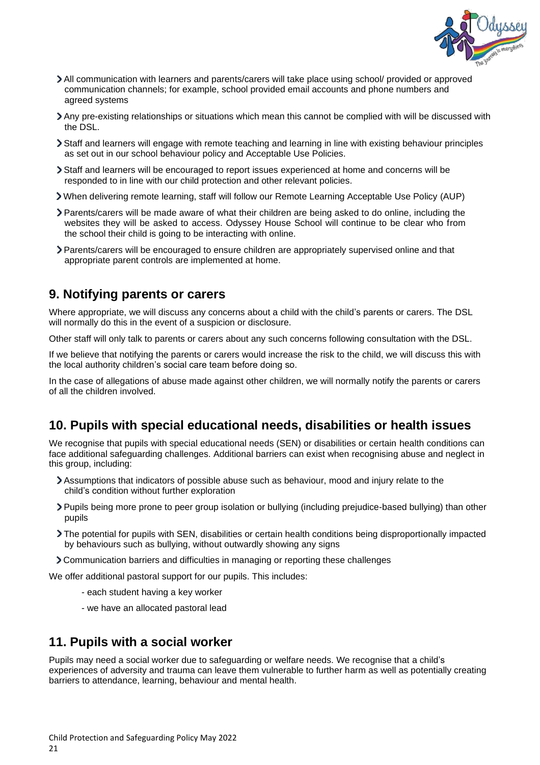- All communication with learners and parents/carers will take place using school/ provided or approved communication channels; for example, school provided email accounts and phone numbers and agreed systems
- Any pre-existing relationships or situations which mean this cannot be complied with will be discussed with the DSL.
- Staff and learners will engage with remote teaching and learning in line with existing behaviour principles as set out in our school behaviour policy and Acceptable Use Policies.
- Staff and learners will be encouraged to report issues experienced at home and concerns will be responded to in line with our child protection and other relevant policies.
- When delivering remote learning, staff will follow our Remote Learning Acceptable Use Policy (AUP)
- Parents/carers will be made aware of what their children are being asked to do online, including the websites they will be asked to access. Odyssey House School will continue to be clear who from the school their child is going to be interacting with online.
- Parents/carers will be encouraged to ensure children are appropriately supervised online and that appropriate parent controls are implemented at home.

## 9. Notifying parents or carers

Where appropriate, we will discuss any concerns about a child with the child's parents or carers. The DSL will normally do this in the event of a suspicion or disclosure.

Other staff will only talk to parents or carers about any such concerns following consultation with the DSL.

If we believe that notifying the parents or carers would increase the risk to the child, we will discuss this with the local authority children's social care team before doing so.

In the case of allegations of abuse made against other children, we will normally notify the parents or carers of all the children involved.

## 10. Pupils with special educational needs, disabilities or health issues

We recognise that pupils with special educational needs (SEN) or disabilities or certain health conditions can face additional safeguarding challenges. Additional barriers can exist when recognising abuse and neglect in this group, including:

- Assumptions that indicators of possible abuse such as behaviour, mood and injury relate to the child's condition without further exploration
- Pupils being more prone to peer group isolation or bullying (including prejudice-based bullying) than other pupils
- The potential for pupils with SEN, disabilities or certain health conditions being disproportionally impacted by behaviours such as bullying, without outwardly showing any signs
- Communication barriers and difficulties in managing or reporting these challenges

We offer additional pastoral support for our pupils. This includes:

- each student having a key worker
- we have an allocated pastoral lead

## 11. Pupils with a social worker

Pupils may need a social worker due to safeguarding or welfare needs. We recognise that a child's experiences of adversity and trauma can leave them vulnerable to further harm as well as potentially creating barriers to attendance, learning, behaviour and mental health.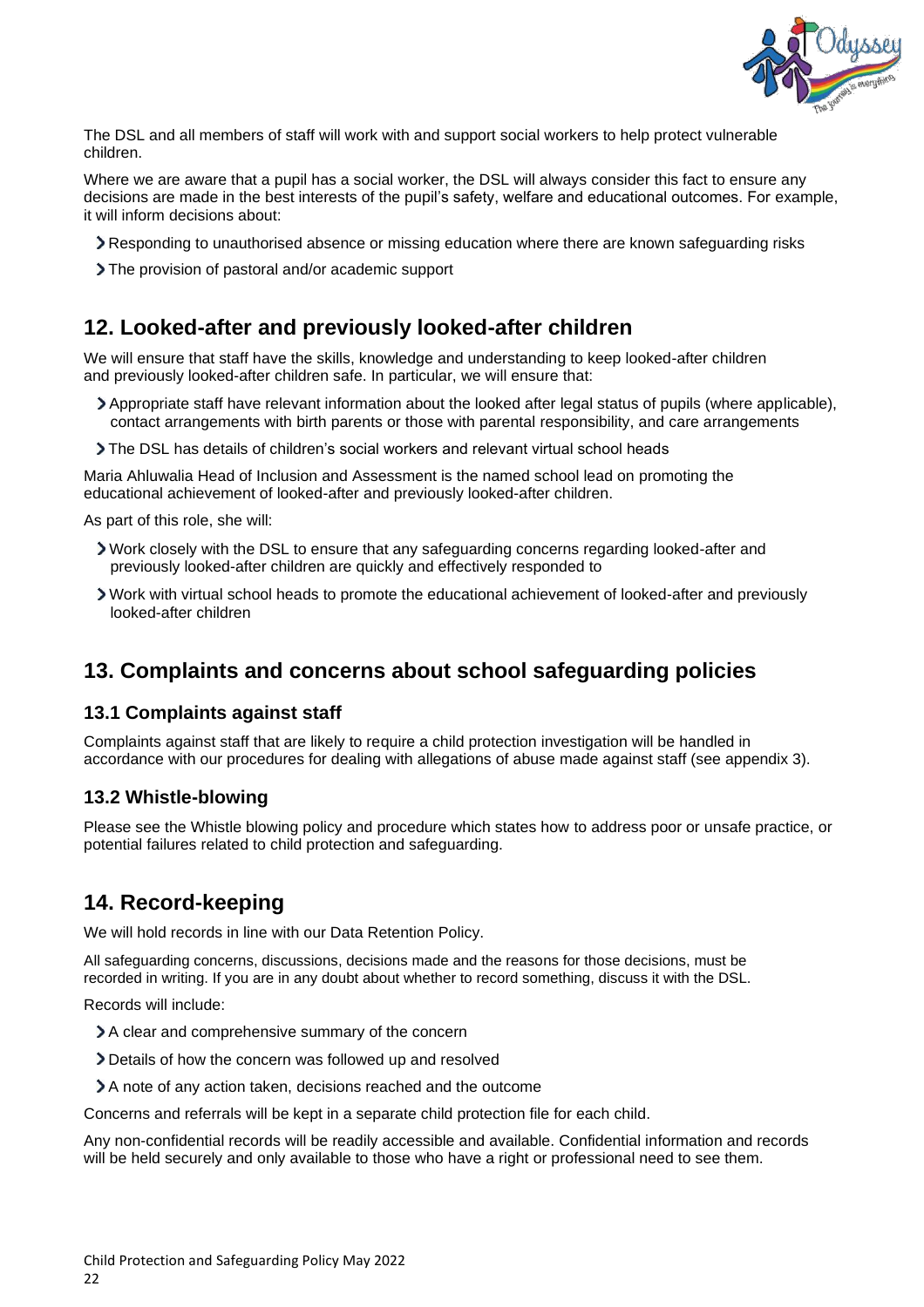The DSL and all members of staff will work with and support social workers to help protect vulnerable children.

Where we are aware that a pupil has a social worker, the DSL will always consider this fact to ensure any decisions are made in the best interests of the pupil's safety, welfare and educational outcomes. For example, it will inform decisions about:

- Responding to unauthorised absence or missing education where there are known safeguarding risks
- The provision of pastoral and/or academic support

## 12. Looked-after and previously looked-after children

We will ensure that staff have the skills, knowledge and understanding to keep looked-after children and previously looked-after children safe. In particular, we will ensure that:

- Appropriate staff have relevant information about the looked after legal status of pupils (where applicable), contact arrangements with birth parents or those with parental responsibility, and care arrangements
- The DSL has details of children's social workers and relevant virtual school heads

Maria Ahluwalia Head of Inclusion and Assessment is the named school lead on promoting the educational achievement of looked-after and previously looked-after children.

As part of this role, she will:

- Work closely with the DSL to ensure that any safeguarding concerns regarding looked-after and previously looked-after children are quickly and effectively responded to
- Work with virtual school heads to promote the educational achievement of looked-after and previously looked-after children

## 13. Complaints and concerns about school safeguarding policies

### 13.1 Complaints against staff

Complaints against staff that are likely to require a child protection investigation will be handled in accordance with our procedures for dealing with allegations of abuse made against staff (see appendix 3).

### 13.2 Whistle-blowing

Please see the Whistle blowing policy and procedure which states how to address poor or unsafe practice, or potential failures related to child protection and safeguarding.

## 14. Record-keeping

We will hold records in line with our Data Retention Policy.

All safeguarding concerns, discussions, decisions made and the reasons for those decisions, must be recorded in writing. If you are in any doubt about whether to record something, discuss it with the DSL.

Records will include:

- A clear and comprehensive summary of the concern
- Details of how the concern was followed up and resolved
- A note of any action taken, decisions reached and the outcome

Concerns and referrals will be kept in a separate child protection file for each child.

Any non-confidential records will be readily accessible and available. Confidential information and records will be held securely and only available to those who have a right or professional need to see them.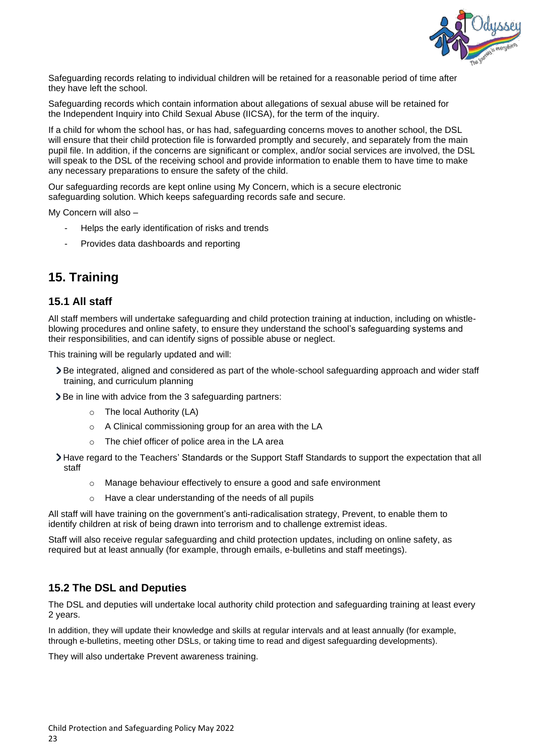Safeguarding records relating to individual children will be retained for a reasonable period of time after they have left the school.

Safeguarding records which contain information about allegations of sexual abuse will be retained for the Independent Inquiry into Child Sexual Abuse (IICSA), for the term of the inquiry.

If a child for whom the school has, or has had, safeguarding concerns moves to another school, the DSL will ensure that their child protection file is forwarded promptly and securely, and separately from the main pupil file. In addition, if the concerns are significant or complex, and/or social services are involved, the DSL will speak to the DSL of the receiving school and provide information to enable them to have time to make any necessary preparations to ensure the safety of the child.

Our safeguarding records are kept online using My Concern, which is a secure electronic safeguarding solution. Which keeps safeguarding records safe and secure.

My Concern will also –

- Helps the early identification of risks and trends
- Provides data dashboards and reporting

## 15. Training

### 15.1 All staff

All staff members will undertake safeguarding and child protection training at induction, including on whistle-blowing procedures and online safety, to ensure they understand the school's safeguarding systems and their responsibilities, and can identify signs of possible abuse or neglect.

This training will be regularly updated and will:

- Be integrated, aligned and considered as part of the whole-school safeguarding approach and wider staff training, and curriculum planning
- Be in line with advice from the 3 safeguarding partners:
  - The local Authority (LA)
  - A Clinical commissioning group for an area with the LA
  - The chief officer of police area in the LA area
- Have regard to the Teachers' Standards or the Support Staff Standards to support the expectation that all staff
  - Manage behaviour effectively to ensure a good and safe environment
  - Have a clear understanding of the needs of all pupils

All staff will have training on the government's anti-radicalisation strategy, Prevent, to enable them to identify children at risk of being drawn into terrorism and to challenge extremist ideas.

Staff will also receive regular safeguarding and child protection updates, including on online safety, as required but at least annually (for example, through emails, e-bulletins and staff meetings).

### 15.2 The DSL and Deputies

The DSL and deputies will undertake local authority child protection and safeguarding training at least every 2 years.

In addition, they will update their knowledge and skills at regular intervals and at least annually (for example, through e-bulletins, meeting other DSLs, or taking time to read and digest safeguarding developments).

They will also undertake Prevent awareness training.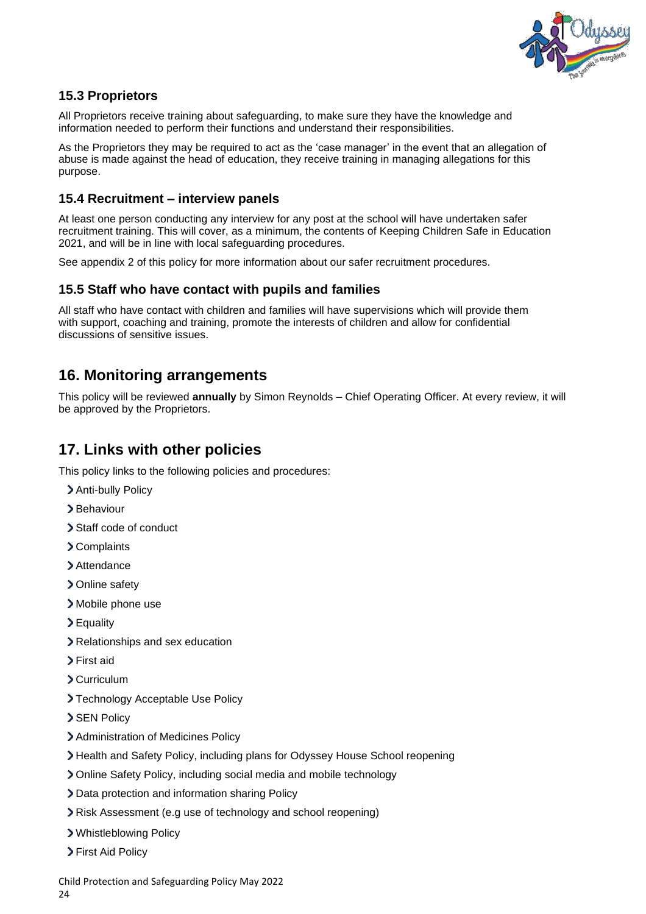### 15.3 Proprietors

All Proprietors receive training about safeguarding, to make sure they have the knowledge and information needed to perform their functions and understand their responsibilities.

As the Proprietors they may be required to act as the 'case manager' in the event that an allegation of abuse is made against the head of education, they receive training in managing allegations for this purpose.

### 15.4 Recruitment – interview panels

At least one person conducting any interview for any post at the school will have undertaken safer recruitment training. This will cover, as a minimum, the contents of Keeping Children Safe in Education 2021, and will be in line with local safeguarding procedures.

See appendix 2 of this policy for more information about our safer recruitment procedures.

### 15.5 Staff who have contact with pupils and families

All staff who have contact with children and families will have supervisions which will provide them with support, coaching and training, promote the interests of children and allow for confidential discussions of sensitive issues.

## 16. Monitoring arrangements

This policy will be reviewed **annually** by Simon Reynolds – Chief Operating Officer. At every review, it will be approved by the Proprietors.

## 17. Links with other policies

This policy links to the following policies and procedures:

- Anti-bully Policy
- Behaviour
- Staff code of conduct
- Complaints
- Attendance
- Online safety
- Mobile phone use
- Equality
- Relationships and sex education
- First aid
- Curriculum
- Technology Acceptable Use Policy
- SEN Policy
- Administration of Medicines Policy
- Health and Safety Policy, including plans for Odyssey House School reopening
- Online Safety Policy, including social media and mobile technology
- Data protection and information sharing Policy
- Risk Assessment (e.g use of technology and school reopening)
- Whistleblowing Policy
- First Aid Policy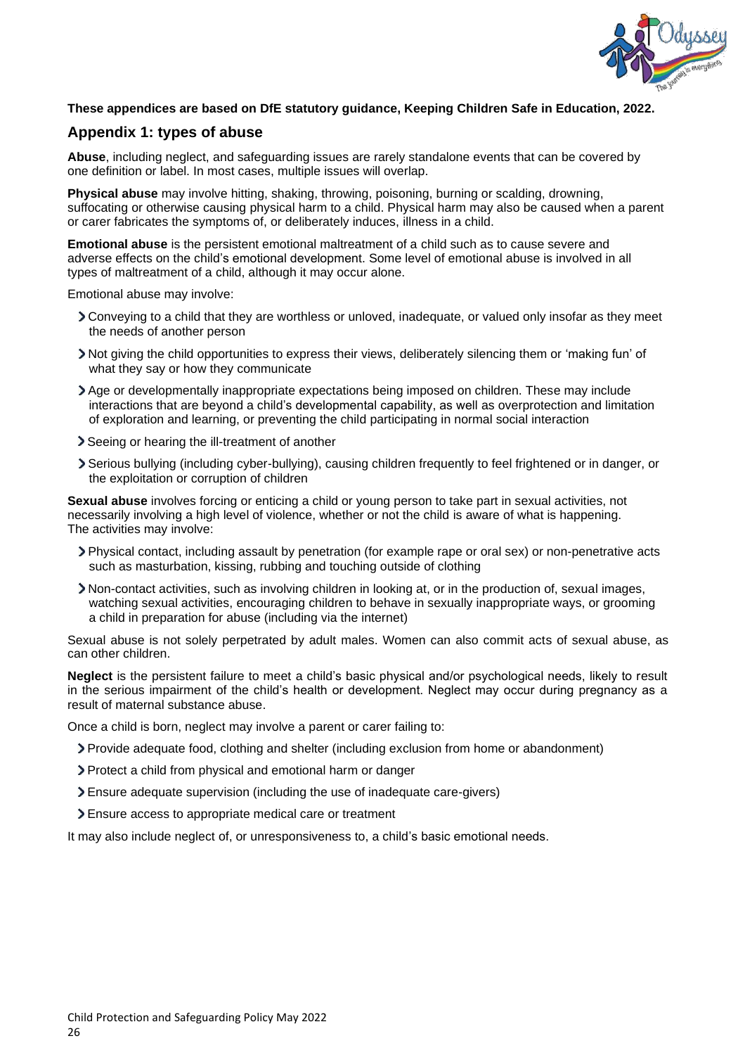**These appendices are based on DfE statutory guidance, Keeping Children Safe in Education, 2022.**

## Appendix 1: types of abuse

**Abuse**, including neglect, and safeguarding issues are rarely standalone events that can be covered by one definition or label. In most cases, multiple issues will overlap.

**Physical abuse** may involve hitting, shaking, throwing, poisoning, burning or scalding, drowning, suffocating or otherwise causing physical harm to a child. Physical harm may also be caused when a parent or carer fabricates the symptoms of, or deliberately induces, illness in a child.

**Emotional abuse** is the persistent emotional maltreatment of a child such as to cause severe and adverse effects on the child's emotional development. Some level of emotional abuse is involved in all types of maltreatment of a child, although it may occur alone.

Emotional abuse may involve:

- Conveying to a child that they are worthless or unloved, inadequate, or valued only insofar as they meet the needs of another person
- Not giving the child opportunities to express their views, deliberately silencing them or 'making fun' of what they say or how they communicate
- Age or developmentally inappropriate expectations being imposed on children. These may include interactions that are beyond a child's developmental capability, as well as overprotection and limitation of exploration and learning, or preventing the child participating in normal social interaction
- Seeing or hearing the ill-treatment of another
- Serious bullying (including cyber-bullying), causing children frequently to feel frightened or in danger, or the exploitation or corruption of children

**Sexual abuse** involves forcing or enticing a child or young person to take part in sexual activities, not necessarily involving a high level of violence, whether or not the child is aware of what is happening. The activities may involve:

- Physical contact, including assault by penetration (for example rape or oral sex) or non-penetrative acts such as masturbation, kissing, rubbing and touching outside of clothing
- Non-contact activities, such as involving children in looking at, or in the production of, sexual images, watching sexual activities, encouraging children to behave in sexually inappropriate ways, or grooming a child in preparation for abuse (including via the internet)

Sexual abuse is not solely perpetrated by adult males. Women can also commit acts of sexual abuse, as can other children.

**Neglect** is the persistent failure to meet a child's basic physical and/or psychological needs, likely to result in the serious impairment of the child's health or development. Neglect may occur during pregnancy as a result of maternal substance abuse.

Once a child is born, neglect may involve a parent or carer failing to:

- Provide adequate food, clothing and shelter (including exclusion from home or abandonment)
- Protect a child from physical and emotional harm or danger
- Ensure adequate supervision (including the use of inadequate care-givers)
- Ensure access to appropriate medical care or treatment

It may also include neglect of, or unresponsiveness to, a child's basic emotional needs.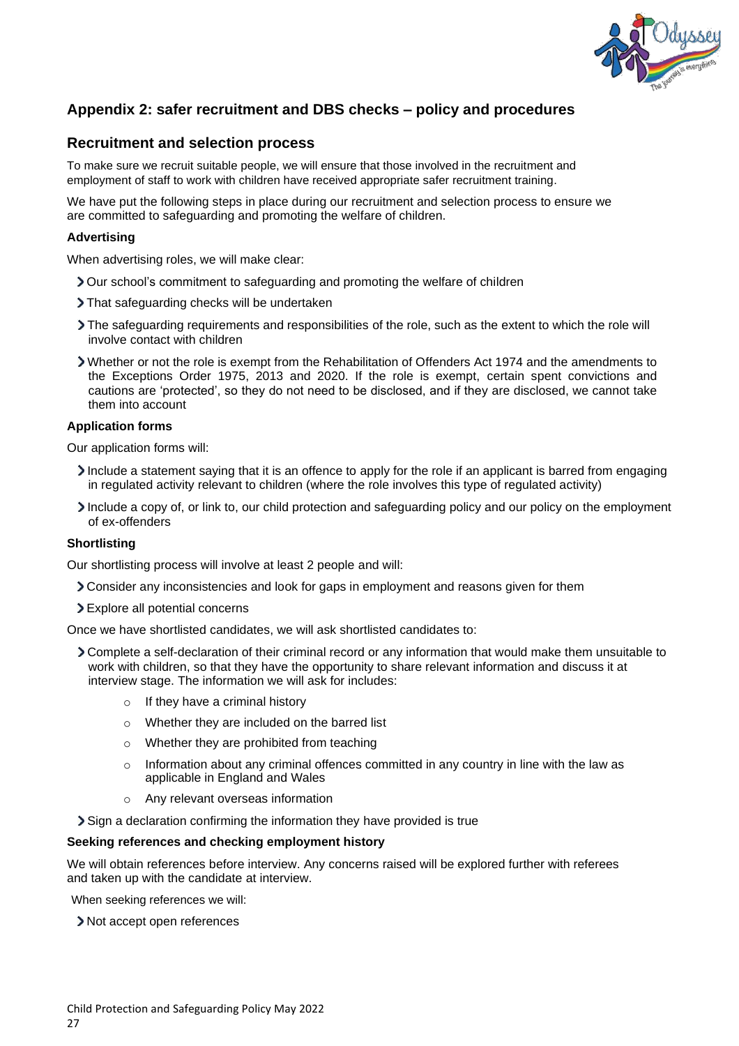## Appendix 2: safer recruitment and DBS checks – policy and procedures

## Recruitment and selection process

To make sure we recruit suitable people, we will ensure that those involved in the recruitment and employment of staff to work with children have received appropriate safer recruitment training.

We have put the following steps in place during our recruitment and selection process to ensure we are committed to safeguarding and promoting the welfare of children.

**Advertising**

When advertising roles, we will make clear:

- Our school's commitment to safeguarding and promoting the welfare of children
- That safeguarding checks will be undertaken
- The safeguarding requirements and responsibilities of the role, such as the extent to which the role will involve contact with children
- Whether or not the role is exempt from the Rehabilitation of Offenders Act 1974 and the amendments to the Exceptions Order 1975, 2013 and 2020. If the role is exempt, certain spent convictions and cautions are 'protected', so they do not need to be disclosed, and if they are disclosed, we cannot take them into account

**Application forms**

Our application forms will:

- Include a statement saying that it is an offence to apply for the role if an applicant is barred from engaging in regulated activity relevant to children (where the role involves this type of regulated activity)
- Include a copy of, or link to, our child protection and safeguarding policy and our policy on the employment of ex-offenders

**Shortlisting**

Our shortlisting process will involve at least 2 people and will:

- Consider any inconsistencies and look for gaps in employment and reasons given for them
- Explore all potential concerns

Once we have shortlisted candidates, we will ask shortlisted candidates to:

- Complete a self-declaration of their criminal record or any information that would make them unsuitable to work with children, so that they have the opportunity to share relevant information and discuss it at interview stage. The information we will ask for includes:
  - If they have a criminal history
  - Whether they are included on the barred list
  - Whether they are prohibited from teaching
  - Information about any criminal offences committed in any country in line with the law as applicable in England and Wales
  - Any relevant overseas information
- Sign a declaration confirming the information they have provided is true

**Seeking references and checking employment history**

We will obtain references before interview. Any concerns raised will be explored further with referees and taken up with the candidate at interview.

When seeking references we will:

- Not accept open references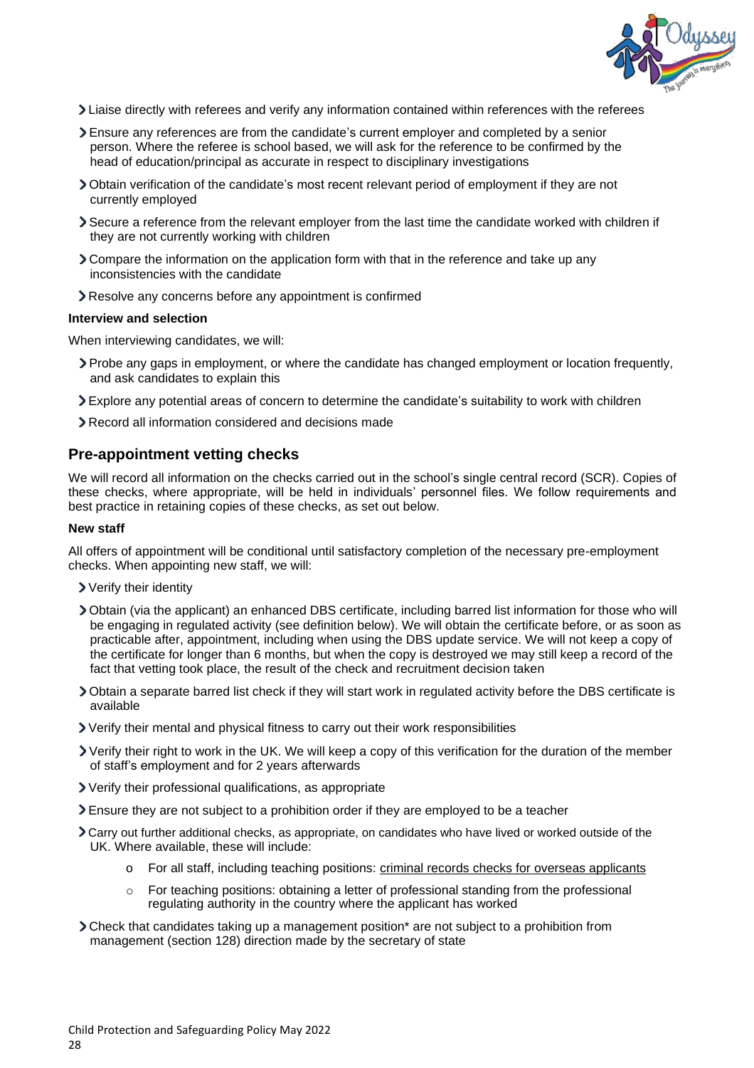- Liaise directly with referees and verify any information contained within references with the referees
- Ensure any references are from the candidate's current employer and completed by a senior person. Where the referee is school based, we will ask for the reference to be confirmed by the head of education/principal as accurate in respect to disciplinary investigations
- Obtain verification of the candidate's most recent relevant period of employment if they are not currently employed
- Secure a reference from the relevant employer from the last time the candidate worked with children if they are not currently working with children
- Compare the information on the application form with that in the reference and take up any inconsistencies with the candidate
- Resolve any concerns before any appointment is confirmed

**Interview and selection**

When interviewing candidates, we will:

- Probe any gaps in employment, or where the candidate has changed employment or location frequently, and ask candidates to explain this
- Explore any potential areas of concern to determine the candidate's suitability to work with children
- Record all information considered and decisions made

## Pre-appointment vetting checks

We will record all information on the checks carried out in the school's single central record (SCR). Copies of these checks, where appropriate, will be held in individuals' personnel files. We follow requirements and best practice in retaining copies of these checks, as set out below.

**New staff**

All offers of appointment will be conditional until satisfactory completion of the necessary pre-employment checks. When appointing new staff, we will:

- Verify their identity
- Obtain (via the applicant) an enhanced DBS certificate, including barred list information for those who will be engaging in regulated activity (see definition below). We will obtain the certificate before, or as soon as practicable after, appointment, including when using the DBS update service. We will not keep a copy of the certificate for longer than 6 months, but when the copy is destroyed we may still keep a record of the fact that vetting took place, the result of the check and recruitment decision taken
- Obtain a separate barred list check if they will start work in regulated activity before the DBS certificate is available
- Verify their mental and physical fitness to carry out their work responsibilities
- Verify their right to work in the UK. We will keep a copy of this verification for the duration of the member of staff's employment and for 2 years afterwards
- Verify their professional qualifications, as appropriate
- Ensure they are not subject to a prohibition order if they are employed to be a teacher
- Carry out further additional checks, as appropriate, on candidates who have lived or worked outside of the UK. Where available, these will include:
    - For all staff, including teaching positions: criminal records checks for overseas applicants
    - For teaching positions: obtaining a letter of professional standing from the professional regulating authority in the country where the applicant has worked
- Check that candidates taking up a management position* are not subject to a prohibition from management (section 128) direction made by the secretary of state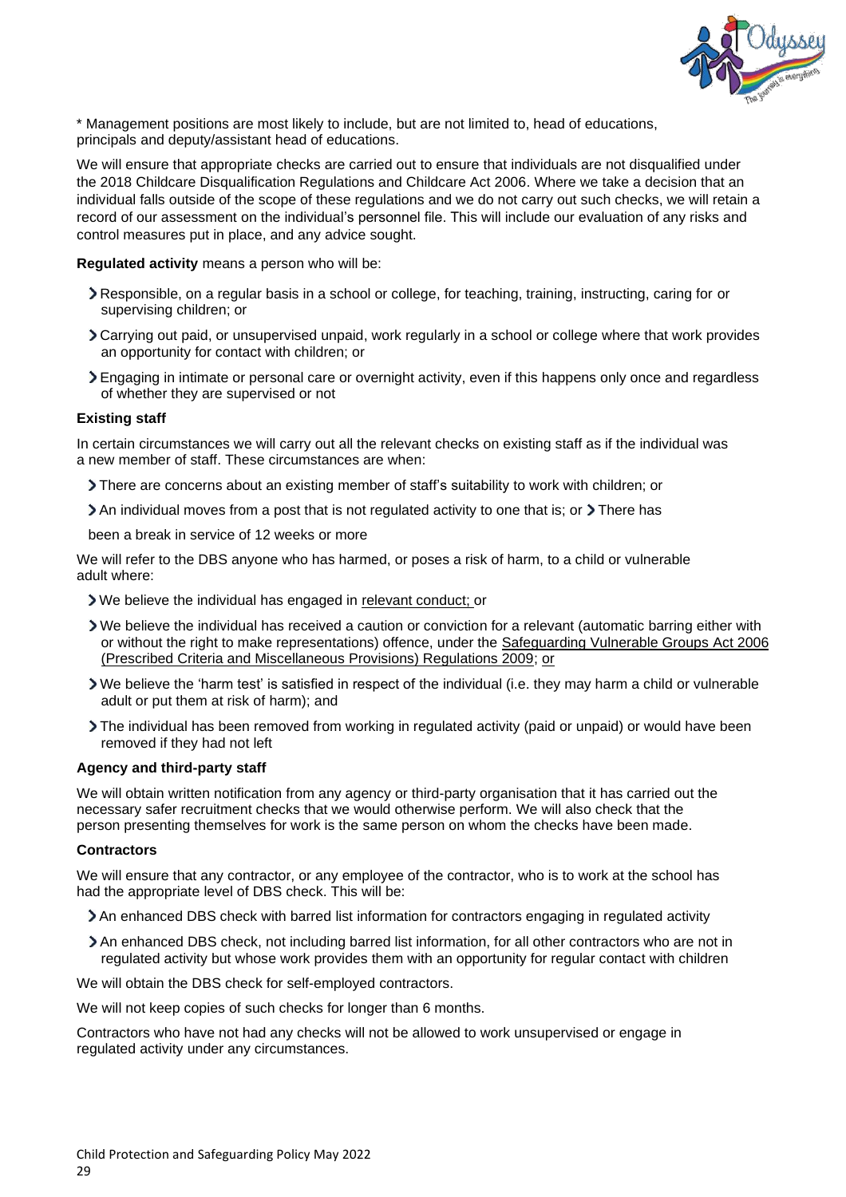* Management positions are most likely to include, but are not limited to, head of educations, principals and deputy/assistant head of educations.

We will ensure that appropriate checks are carried out to ensure that individuals are not disqualified under the 2018 Childcare Disqualification Regulations and Childcare Act 2006. Where we take a decision that an individual falls outside of the scope of these regulations and we do not carry out such checks, we will retain a record of our assessment on the individual's personnel file. This will include our evaluation of any risks and control measures put in place, and any advice sought.

**Regulated activity** means a person who will be:

- Responsible, on a regular basis in a school or college, for teaching, training, instructing, caring for or supervising children; or
- Carrying out paid, or unsupervised unpaid, work regularly in a school or college where that work provides an opportunity for contact with children; or
- Engaging in intimate or personal care or overnight activity, even if this happens only once and regardless of whether they are supervised or not

**Existing staff**

In certain circumstances we will carry out all the relevant checks on existing staff as if the individual was a new member of staff. These circumstances are when:

- There are concerns about an existing member of staff's suitability to work with children; or
- An individual moves from a post that is not regulated activity to one that is; or
- There has been a break in service of 12 weeks or more

We will refer to the DBS anyone who has harmed, or poses a risk of harm, to a child or vulnerable adult where:

- We believe the individual has engaged in relevant conduct; or
- We believe the individual has received a caution or conviction for a relevant (automatic barring either with or without the right to make representations) offence, under the Safeguarding Vulnerable Groups Act 2006 (Prescribed Criteria and Miscellaneous Provisions) Regulations 2009; or
- We believe the 'harm test' is satisfied in respect of the individual (i.e. they may harm a child or vulnerable adult or put them at risk of harm); and
- The individual has been removed from working in regulated activity (paid or unpaid) or would have been removed if they had not left

**Agency and third-party staff**

We will obtain written notification from any agency or third-party organisation that it has carried out the necessary safer recruitment checks that we would otherwise perform. We will also check that the person presenting themselves for work is the same person on whom the checks have been made.

**Contractors**

We will ensure that any contractor, or any employee of the contractor, who is to work at the school has had the appropriate level of DBS check. This will be:

- An enhanced DBS check with barred list information for contractors engaging in regulated activity
- An enhanced DBS check, not including barred list information, for all other contractors who are not in regulated activity but whose work provides them with an opportunity for regular contact with children

We will obtain the DBS check for self-employed contractors.

We will not keep copies of such checks for longer than 6 months.

Contractors who have not had any checks will not be allowed to work unsupervised or engage in regulated activity under any circumstances.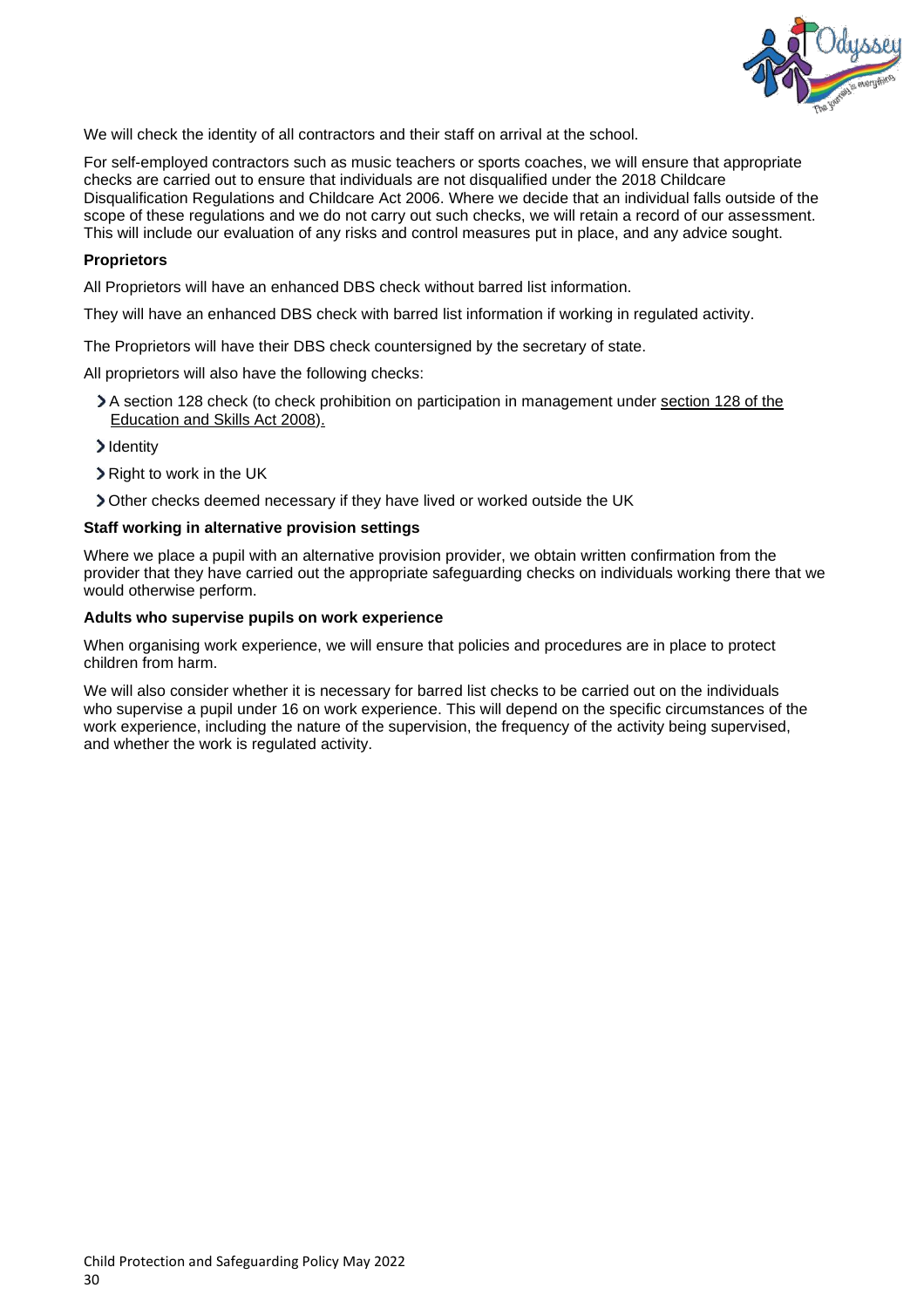We will check the identity of all contractors and their staff on arrival at the school.

For self-employed contractors such as music teachers or sports coaches, we will ensure that appropriate checks are carried out to ensure that individuals are not disqualified under the 2018 Childcare Disqualification Regulations and Childcare Act 2006. Where we decide that an individual falls outside of the scope of these regulations and we do not carry out such checks, we will retain a record of our assessment. This will include our evaluation of any risks and control measures put in place, and any advice sought.

**Proprietors**

All Proprietors will have an enhanced DBS check without barred list information.

They will have an enhanced DBS check with barred list information if working in regulated activity.

The Proprietors will have their DBS check countersigned by the secretary of state.

All proprietors will also have the following checks:

- A section 128 check (to check prohibition on participation in management under section 128 of the Education and Skills Act 2008).
- Identity
- Right to work in the UK
- Other checks deemed necessary if they have lived or worked outside the UK

**Staff working in alternative provision settings**

Where we place a pupil with an alternative provision provider, we obtain written confirmation from the provider that they have carried out the appropriate safeguarding checks on individuals working there that we would otherwise perform.

**Adults who supervise pupils on work experience**

When organising work experience, we will ensure that policies and procedures are in place to protect children from harm.

We will also consider whether it is necessary for barred list checks to be carried out on the individuals who supervise a pupil under 16 on work experience. This will depend on the specific circumstances of the work experience, including the nature of the supervision, the frequency of the activity being supervised, and whether the work is regulated activity.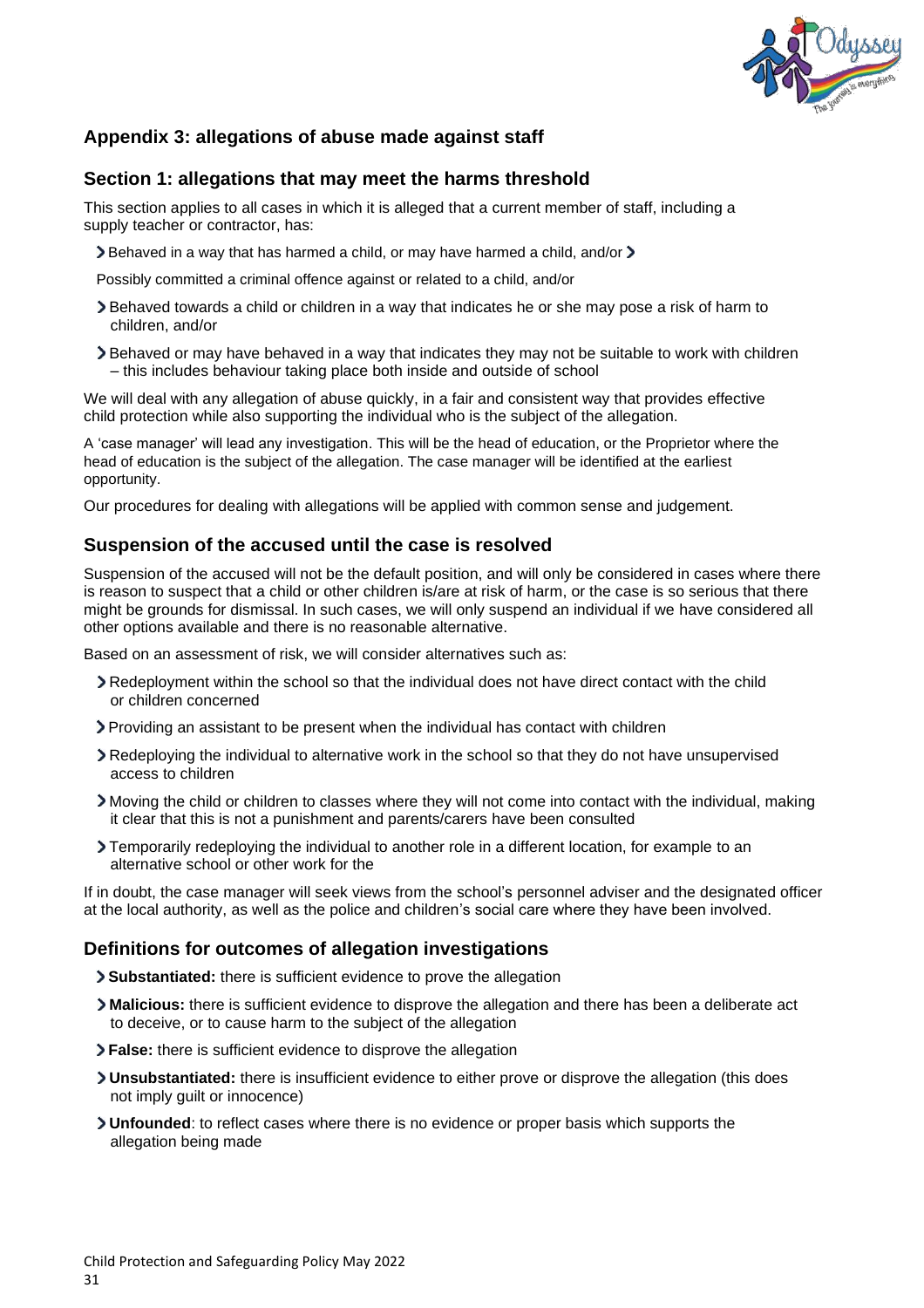## Appendix 3: allegations of abuse made against staff

### Section 1: allegations that may meet the harms threshold

This section applies to all cases in which it is alleged that a current member of staff, including a supply teacher or contractor, has:

- Behaved in a way that has harmed a child, or may have harmed a child, and/or
- Possibly committed a criminal offence against or related to a child, and/or
- Behaved towards a child or children in a way that indicates he or she may pose a risk of harm to children, and/or
- Behaved or may have behaved in a way that indicates they may not be suitable to work with children – this includes behaviour taking place both inside and outside of school

We will deal with any allegation of abuse quickly, in a fair and consistent way that provides effective child protection while also supporting the individual who is the subject of the allegation.

A 'case manager' will lead any investigation. This will be the head of education, or the Proprietor where the head of education is the subject of the allegation. The case manager will be identified at the earliest opportunity.

Our procedures for dealing with allegations will be applied with common sense and judgement.

### Suspension of the accused until the case is resolved

Suspension of the accused will not be the default position, and will only be considered in cases where there is reason to suspect that a child or other children is/are at risk of harm, or the case is so serious that there might be grounds for dismissal. In such cases, we will only suspend an individual if we have considered all other options available and there is no reasonable alternative.

Based on an assessment of risk, we will consider alternatives such as:

- Redeployment within the school so that the individual does not have direct contact with the child or children concerned
- Providing an assistant to be present when the individual has contact with children
- Redeploying the individual to alternative work in the school so that they do not have unsupervised access to children
- Moving the child or children to classes where they will not come into contact with the individual, making it clear that this is not a punishment and parents/carers have been consulted
- Temporarily redeploying the individual to another role in a different location, for example to an alternative school or other work for the

If in doubt, the case manager will seek views from the school's personnel adviser and the designated officer at the local authority, as well as the police and children's social care where they have been involved.

### Definitions for outcomes of allegation investigations

- **Substantiated:** there is sufficient evidence to prove the allegation
- **Malicious:** there is sufficient evidence to disprove the allegation and there has been a deliberate act to deceive, or to cause harm to the subject of the allegation
- **False:** there is sufficient evidence to disprove the allegation
- **Unsubstantiated:** there is insufficient evidence to either prove or disprove the allegation (this does not imply guilt or innocence)
- **Unfounded**: to reflect cases where there is no evidence or proper basis which supports the allegation being made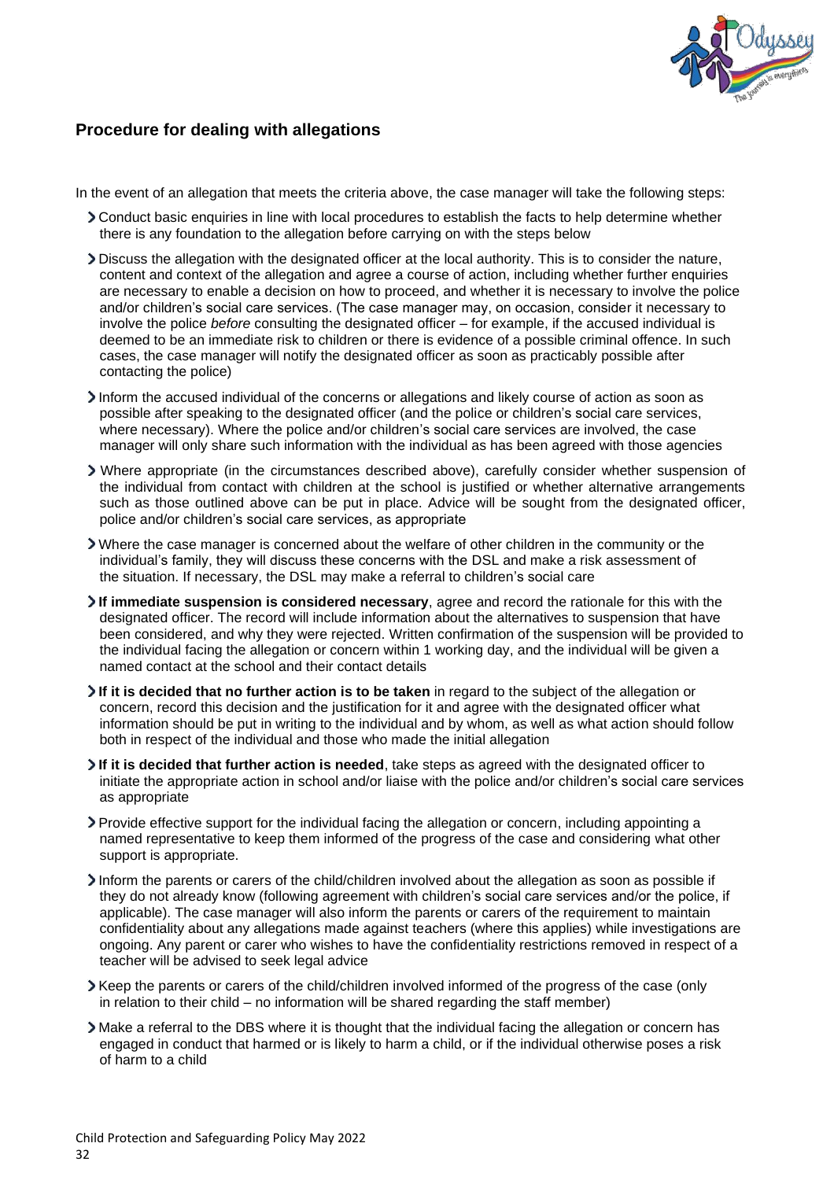## Procedure for dealing with allegations

In the event of an allegation that meets the criteria above, the case manager will take the following steps:

- Conduct basic enquiries in line with local procedures to establish the facts to help determine whether there is any foundation to the allegation before carrying on with the steps below
- Discuss the allegation with the designated officer at the local authority. This is to consider the nature, content and context of the allegation and agree a course of action, including whether further enquiries are necessary to enable a decision on how to proceed, and whether it is necessary to involve the police and/or children's social care services. (The case manager may, on occasion, consider it necessary to involve the police *before* consulting the designated officer – for example, if the accused individual is deemed to be an immediate risk to children or there is evidence of a possible criminal offence. In such cases, the case manager will notify the designated officer as soon as practicably possible after contacting the police)
- Inform the accused individual of the concerns or allegations and likely course of action as soon as possible after speaking to the designated officer (and the police or children's social care services, where necessary). Where the police and/or children's social care services are involved, the case manager will only share such information with the individual as has been agreed with those agencies
- Where appropriate (in the circumstances described above), carefully consider whether suspension of the individual from contact with children at the school is justified or whether alternative arrangements such as those outlined above can be put in place. Advice will be sought from the designated officer, police and/or children's social care services, as appropriate
- Where the case manager is concerned about the welfare of other children in the community or the individual's family, they will discuss these concerns with the DSL and make a risk assessment of the situation. If necessary, the DSL may make a referral to children's social care
- **If immediate suspension is considered necessary**, agree and record the rationale for this with the designated officer. The record will include information about the alternatives to suspension that have been considered, and why they were rejected. Written confirmation of the suspension will be provided to the individual facing the allegation or concern within 1 working day, and the individual will be given a named contact at the school and their contact details
- **If it is decided that no further action is to be taken** in regard to the subject of the allegation or concern, record this decision and the justification for it and agree with the designated officer what information should be put in writing to the individual and by whom, as well as what action should follow both in respect of the individual and those who made the initial allegation
- **If it is decided that further action is needed**, take steps as agreed with the designated officer to initiate the appropriate action in school and/or liaise with the police and/or children's social care services as appropriate
- Provide effective support for the individual facing the allegation or concern, including appointing a named representative to keep them informed of the progress of the case and considering what other support is appropriate.
- Inform the parents or carers of the child/children involved about the allegation as soon as possible if they do not already know (following agreement with children's social care services and/or the police, if applicable). The case manager will also inform the parents or carers of the requirement to maintain confidentiality about any allegations made against teachers (where this applies) while investigations are ongoing. Any parent or carer who wishes to have the confidentiality restrictions removed in respect of a teacher will be advised to seek legal advice
- Keep the parents or carers of the child/children involved informed of the progress of the case (only in relation to their child – no information will be shared regarding the staff member)
- Make a referral to the DBS where it is thought that the individual facing the allegation or concern has engaged in conduct that harmed or is likely to harm a child, or if the individual otherwise poses a risk of harm to a child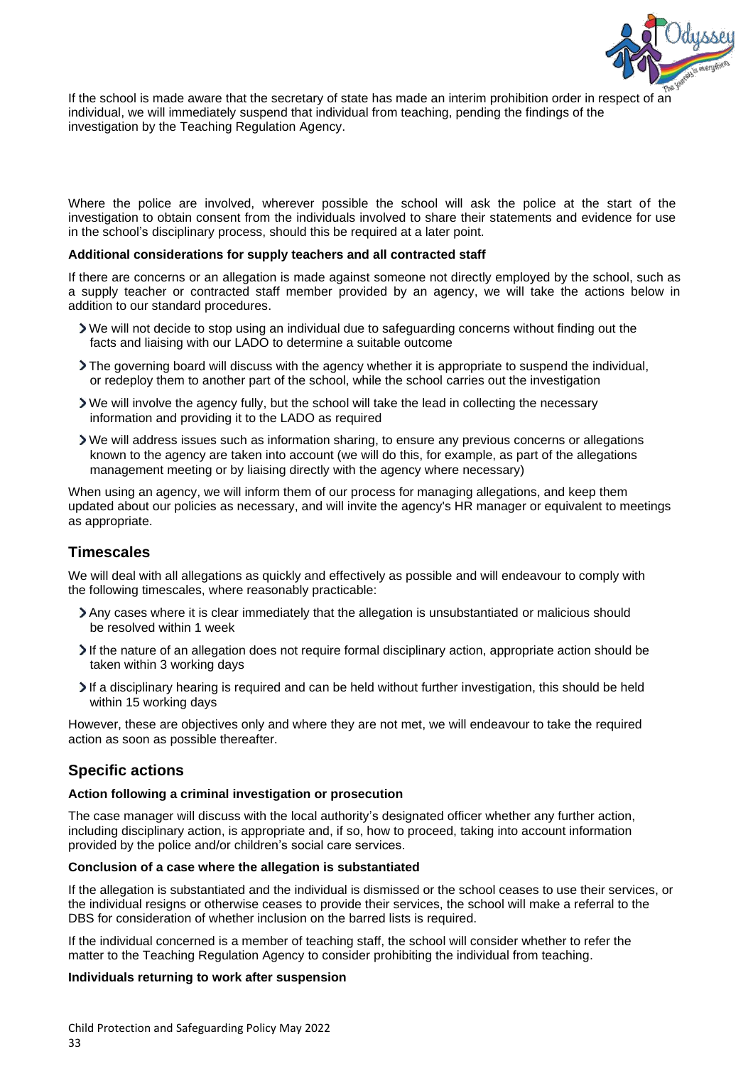If the school is made aware that the secretary of state has made an interim prohibition order in respect of an individual, we will immediately suspend that individual from teaching, pending the findings of the investigation by the Teaching Regulation Agency.

Where the police are involved, wherever possible the school will ask the police at the start of the investigation to obtain consent from the individuals involved to share their statements and evidence for use in the school's disciplinary process, should this be required at a later point.

**Additional considerations for supply teachers and all contracted staff**

If there are concerns or an allegation is made against someone not directly employed by the school, such as a supply teacher or contracted staff member provided by an agency, we will take the actions below in addition to our standard procedures.

- We will not decide to stop using an individual due to safeguarding concerns without finding out the facts and liaising with our LADO to determine a suitable outcome
- The governing board will discuss with the agency whether it is appropriate to suspend the individual, or redeploy them to another part of the school, while the school carries out the investigation
- We will involve the agency fully, but the school will take the lead in collecting the necessary information and providing it to the LADO as required
- We will address issues such as information sharing, to ensure any previous concerns or allegations known to the agency are taken into account (we will do this, for example, as part of the allegations management meeting or by liaising directly with the agency where necessary)

When using an agency, we will inform them of our process for managing allegations, and keep them updated about our policies as necessary, and will invite the agency's HR manager or equivalent to meetings as appropriate.

## Timescales

We will deal with all allegations as quickly and effectively as possible and will endeavour to comply with the following timescales, where reasonably practicable:

- Any cases where it is clear immediately that the allegation is unsubstantiated or malicious should be resolved within 1 week
- If the nature of an allegation does not require formal disciplinary action, appropriate action should be taken within 3 working days
- If a disciplinary hearing is required and can be held without further investigation, this should be held within 15 working days

However, these are objectives only and where they are not met, we will endeavour to take the required action as soon as possible thereafter.

## Specific actions

**Action following a criminal investigation or prosecution**

The case manager will discuss with the local authority's designated officer whether any further action, including disciplinary action, is appropriate and, if so, how to proceed, taking into account information provided by the police and/or children's social care services.

**Conclusion of a case where the allegation is substantiated**

If the allegation is substantiated and the individual is dismissed or the school ceases to use their services, or the individual resigns or otherwise ceases to provide their services, the school will make a referral to the DBS for consideration of whether inclusion on the barred lists is required.

If the individual concerned is a member of teaching staff, the school will consider whether to refer the matter to the Teaching Regulation Agency to consider prohibiting the individual from teaching.

**Individuals returning to work after suspension**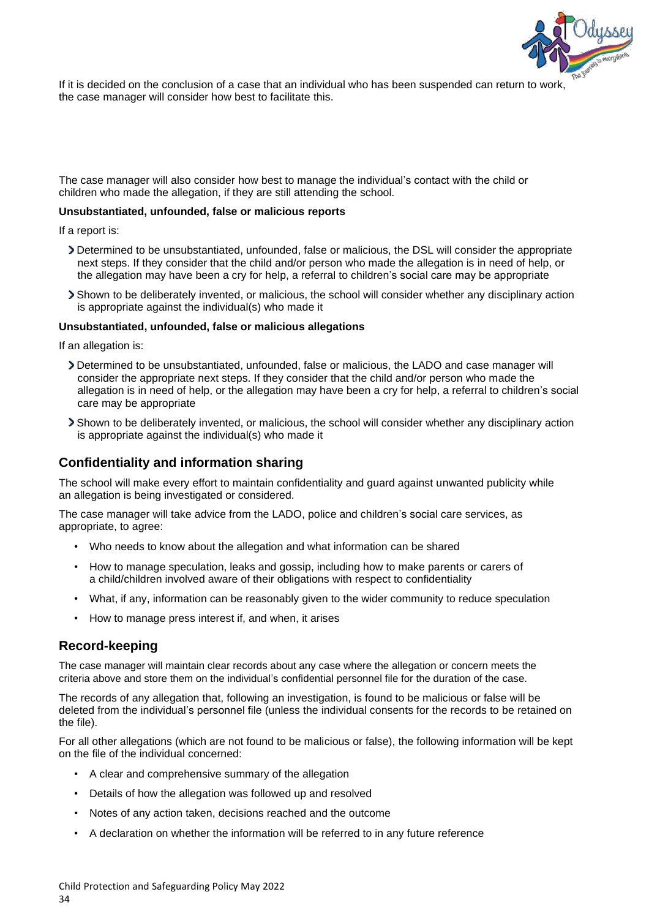If it is decided on the conclusion of a case that an individual who has been suspended can return to work, the case manager will consider how best to facilitate this.

The case manager will also consider how best to manage the individual's contact with the child or children who made the allegation, if they are still attending the school.

**Unsubstantiated, unfounded, false or malicious reports**

If a report is:

- Determined to be unsubstantiated, unfounded, false or malicious, the DSL will consider the appropriate next steps. If they consider that the child and/or person who made the allegation is in need of help, or the allegation may have been a cry for help, a referral to children's social care may be appropriate
- Shown to be deliberately invented, or malicious, the school will consider whether any disciplinary action is appropriate against the individual(s) who made it

**Unsubstantiated, unfounded, false or malicious allegations**

If an allegation is:

- Determined to be unsubstantiated, unfounded, false or malicious, the LADO and case manager will consider the appropriate next steps. If they consider that the child and/or person who made the allegation is in need of help, or the allegation may have been a cry for help, a referral to children's social care may be appropriate
- Shown to be deliberately invented, or malicious, the school will consider whether any disciplinary action is appropriate against the individual(s) who made it

## Confidentiality and information sharing

The school will make every effort to maintain confidentiality and guard against unwanted publicity while an allegation is being investigated or considered.

The case manager will take advice from the LADO, police and children's social care services, as appropriate, to agree:

- Who needs to know about the allegation and what information can be shared
- How to manage speculation, leaks and gossip, including how to make parents or carers of a child/children involved aware of their obligations with respect to confidentiality
- What, if any, information can be reasonably given to the wider community to reduce speculation
- How to manage press interest if, and when, it arises

## Record-keeping

The case manager will maintain clear records about any case where the allegation or concern meets the criteria above and store them on the individual's confidential personnel file for the duration of the case.

The records of any allegation that, following an investigation, is found to be malicious or false will be deleted from the individual's personnel file (unless the individual consents for the records to be retained on the file).

For all other allegations (which are not found to be malicious or false), the following information will be kept on the file of the individual concerned:

- A clear and comprehensive summary of the allegation
- Details of how the allegation was followed up and resolved
- Notes of any action taken, decisions reached and the outcome
- A declaration on whether the information will be referred to in any future reference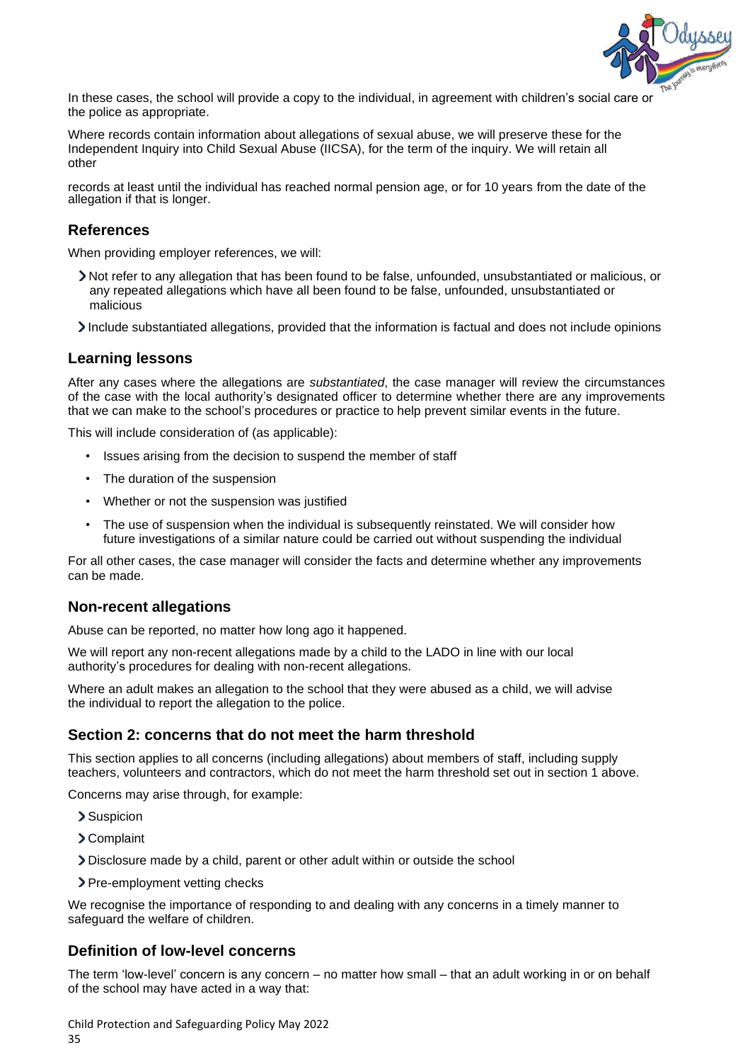In these cases, the school will provide a copy to the individual, in agreement with children's social care or the police as appropriate.

Where records contain information about allegations of sexual abuse, we will preserve these for the Independent Inquiry into Child Sexual Abuse (IICSA), for the term of the inquiry. We will retain all other

records at least until the individual has reached normal pension age, or for 10 years from the date of the allegation if that is longer.

### References

When providing employer references, we will:

- Not refer to any allegation that has been found to be false, unfounded, unsubstantiated or malicious, or any repeated allegations which have all been found to be false, unfounded, unsubstantiated or malicious
- Include substantiated allegations, provided that the information is factual and does not include opinions

### Learning lessons

After any cases where the allegations are *substantiated*, the case manager will review the circumstances of the case with the local authority's designated officer to determine whether there are any improvements that we can make to the school's procedures or practice to help prevent similar events in the future.

This will include consideration of (as applicable):

- Issues arising from the decision to suspend the member of staff
- The duration of the suspension
- Whether or not the suspension was justified
- The use of suspension when the individual is subsequently reinstated. We will consider how future investigations of a similar nature could be carried out without suspending the individual

For all other cases, the case manager will consider the facts and determine whether any improvements can be made.

### Non-recent allegations

Abuse can be reported, no matter how long ago it happened.

We will report any non-recent allegations made by a child to the LADO in line with our local authority's procedures for dealing with non-recent allegations.

Where an adult makes an allegation to the school that they were abused as a child, we will advise the individual to report the allegation to the police.

### Section 2: concerns that do not meet the harm threshold

This section applies to all concerns (including allegations) about members of staff, including supply teachers, volunteers and contractors, which do not meet the harm threshold set out in section 1 above.

Concerns may arise through, for example:

- Suspicion
- Complaint
- Disclosure made by a child, parent or other adult within or outside the school
- Pre-employment vetting checks

We recognise the importance of responding to and dealing with any concerns in a timely manner to safeguard the welfare of children.

### Definition of low-level concerns

The term 'low-level' concern is any concern – no matter how small – that an adult working in or on behalf of the school may have acted in a way that: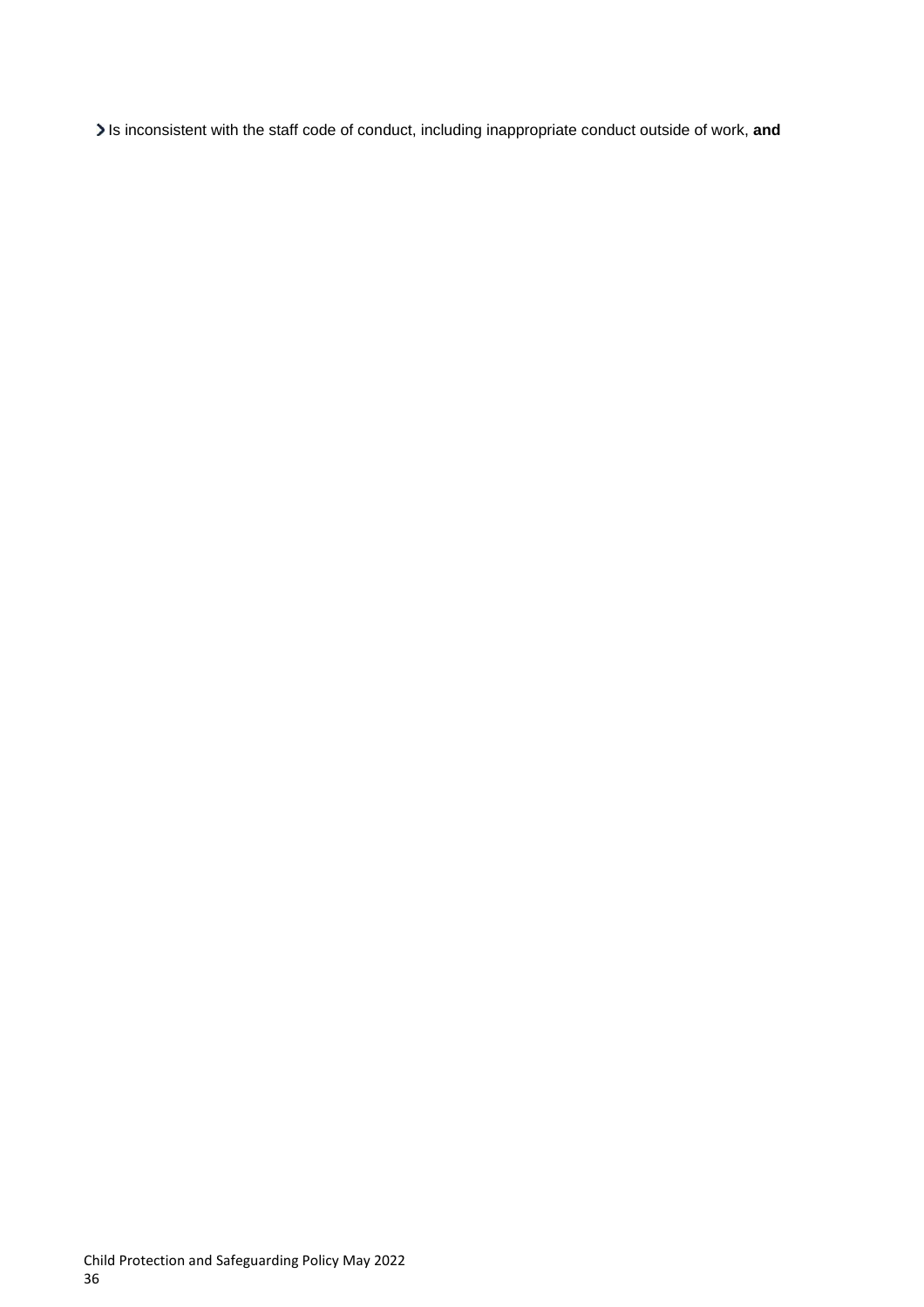- Is inconsistent with the staff code of conduct, including inappropriate conduct outside of work, **and**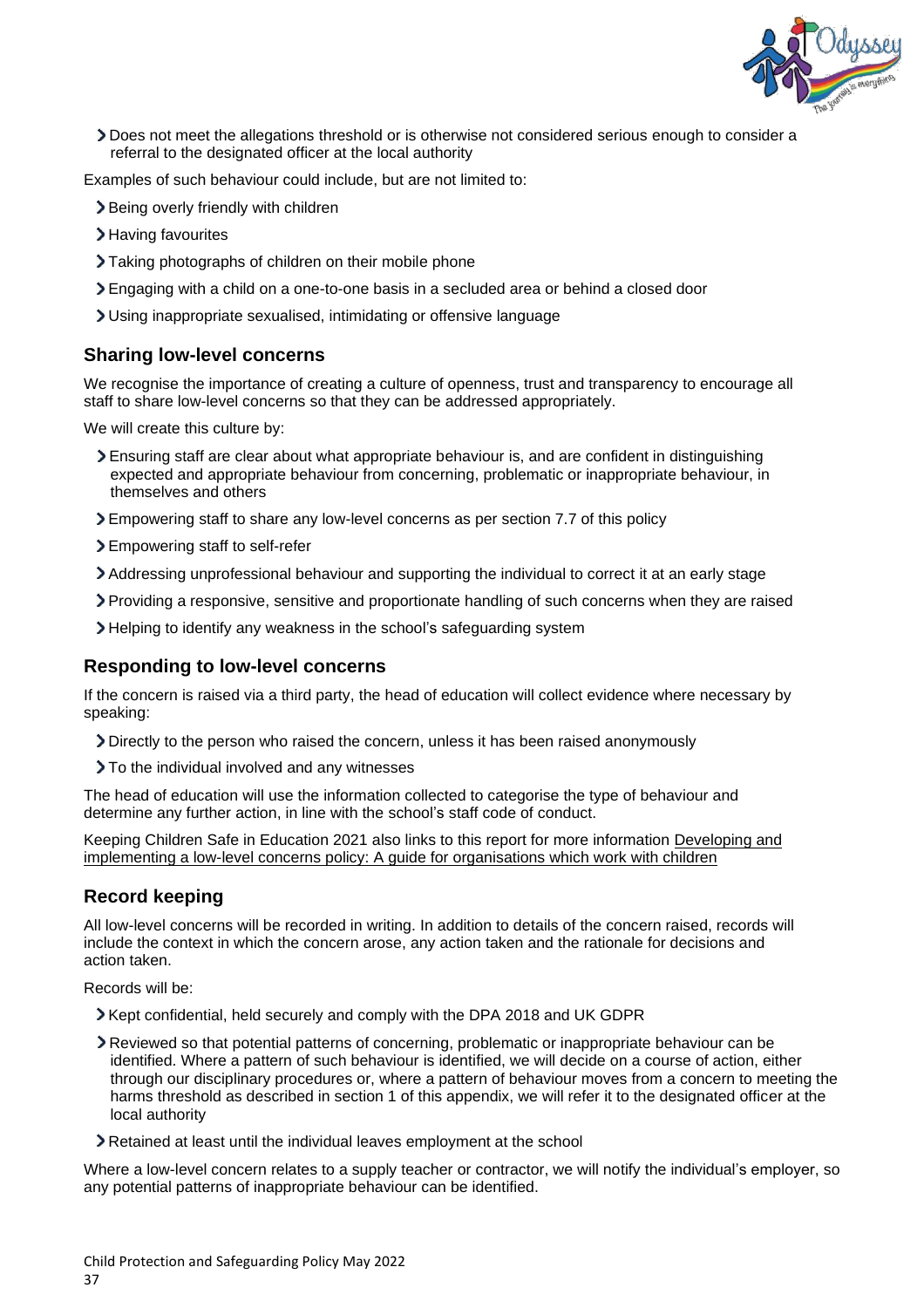- Does not meet the allegations threshold or is otherwise not considered serious enough to consider a referral to the designated officer at the local authority

Examples of such behaviour could include, but are not limited to:

- Being overly friendly with children
- Having favourites
- Taking photographs of children on their mobile phone
- Engaging with a child on a one-to-one basis in a secluded area or behind a closed door
- Using inappropriate sexualised, intimidating or offensive language

## Sharing low-level concerns

We recognise the importance of creating a culture of openness, trust and transparency to encourage all staff to share low-level concerns so that they can be addressed appropriately.

We will create this culture by:

- Ensuring staff are clear about what appropriate behaviour is, and are confident in distinguishing expected and appropriate behaviour from concerning, problematic or inappropriate behaviour, in themselves and others
- Empowering staff to share any low-level concerns as per section 7.7 of this policy
- Empowering staff to self-refer
- Addressing unprofessional behaviour and supporting the individual to correct it at an early stage
- Providing a responsive, sensitive and proportionate handling of such concerns when they are raised
- Helping to identify any weakness in the school's safeguarding system

## Responding to low-level concerns

If the concern is raised via a third party, the head of education will collect evidence where necessary by speaking:

- Directly to the person who raised the concern, unless it has been raised anonymously
- To the individual involved and any witnesses

The head of education will use the information collected to categorise the type of behaviour and determine any further action, in line with the school's staff code of conduct.

Keeping Children Safe in Education 2021 also links to this report for more information Developing and implementing a low-level concerns policy: A guide for organisations which work with children

## Record keeping

All low-level concerns will be recorded in writing. In addition to details of the concern raised, records will include the context in which the concern arose, any action taken and the rationale for decisions and action taken.

Records will be:

- Kept confidential, held securely and comply with the DPA 2018 and UK GDPR
- Reviewed so that potential patterns of concerning, problematic or inappropriate behaviour can be identified. Where a pattern of such behaviour is identified, we will decide on a course of action, either through our disciplinary procedures or, where a pattern of behaviour moves from a concern to meeting the harms threshold as described in section 1 of this appendix, we will refer it to the designated officer at the local authority
- Retained at least until the individual leaves employment at the school

Where a low-level concern relates to a supply teacher or contractor, we will notify the individual's employer, so any potential patterns of inappropriate behaviour can be identified.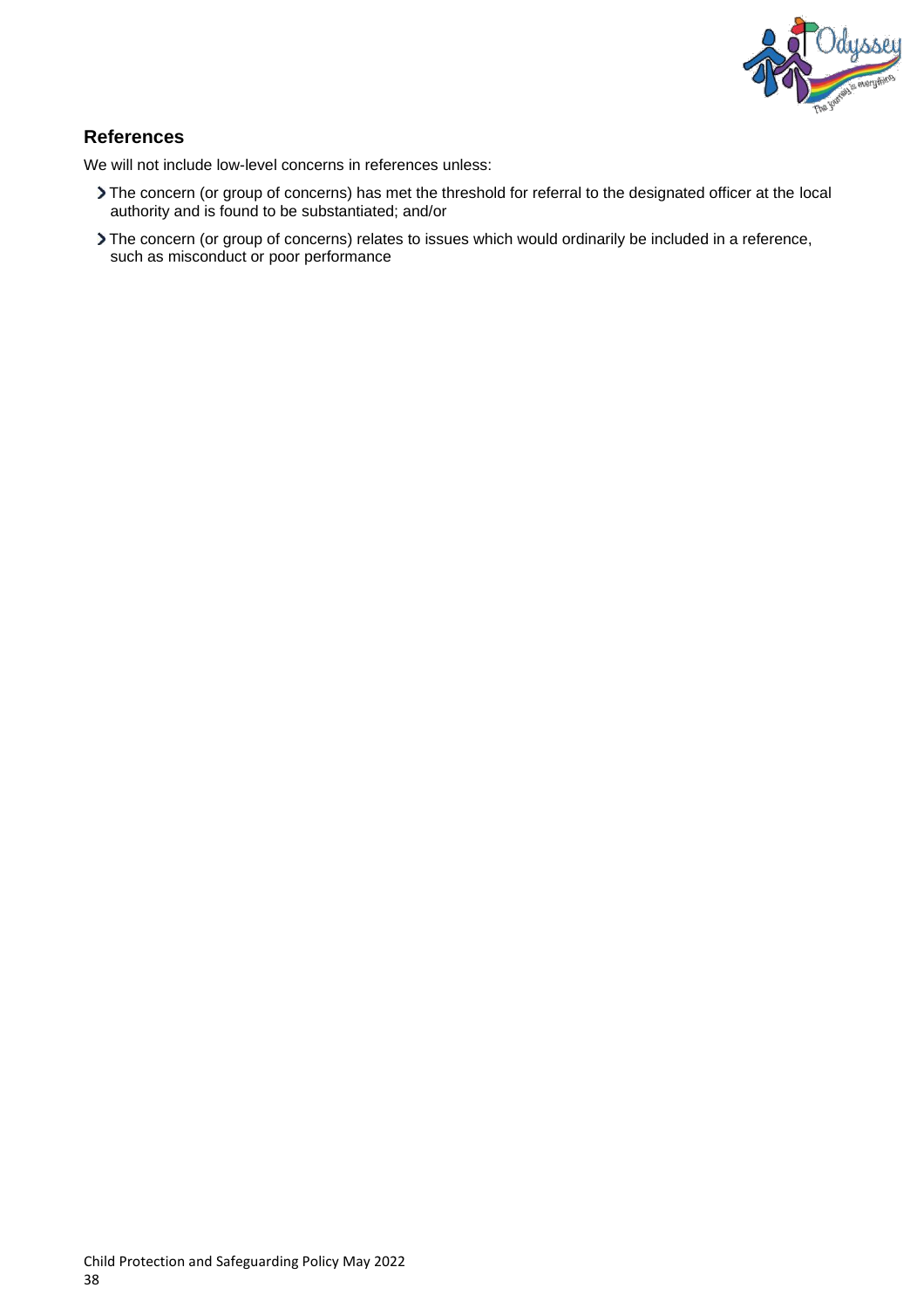### References

We will not include low-level concerns in references unless:

- The concern (or group of concerns) has met the threshold for referral to the designated officer at the local authority and is found to be substantiated; and/or
- The concern (or group of concerns) relates to issues which would ordinarily be included in a reference, such as misconduct or poor performance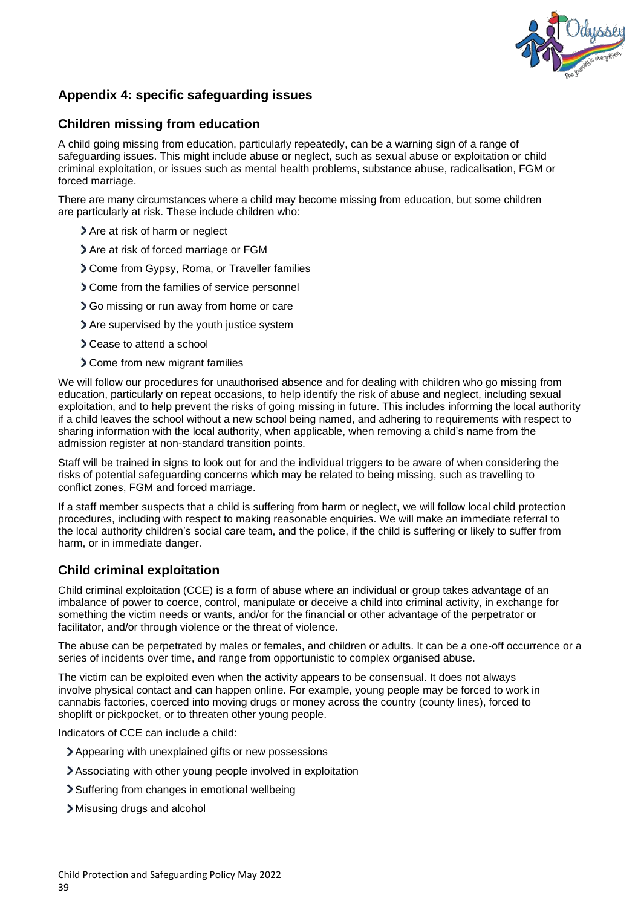## Appendix 4: specific safeguarding issues

### Children missing from education

A child going missing from education, particularly repeatedly, can be a warning sign of a range of safeguarding issues. This might include abuse or neglect, such as sexual abuse or exploitation or child criminal exploitation, or issues such as mental health problems, substance abuse, radicalisation, FGM or forced marriage.

There are many circumstances where a child may become missing from education, but some children are particularly at risk. These include children who:

- Are at risk of harm or neglect
- Are at risk of forced marriage or FGM
- Come from Gypsy, Roma, or Traveller families
- Come from the families of service personnel
- Go missing or run away from home or care
- Are supervised by the youth justice system
- Cease to attend a school
- Come from new migrant families

We will follow our procedures for unauthorised absence and for dealing with children who go missing from education, particularly on repeat occasions, to help identify the risk of abuse and neglect, including sexual exploitation, and to help prevent the risks of going missing in future. This includes informing the local authority if a child leaves the school without a new school being named, and adhering to requirements with respect to sharing information with the local authority, when applicable, when removing a child's name from the admission register at non-standard transition points.

Staff will be trained in signs to look out for and the individual triggers to be aware of when considering the risks of potential safeguarding concerns which may be related to being missing, such as travelling to conflict zones, FGM and forced marriage.

If a staff member suspects that a child is suffering from harm or neglect, we will follow local child protection procedures, including with respect to making reasonable enquiries. We will make an immediate referral to the local authority children's social care team, and the police, if the child is suffering or likely to suffer from harm, or in immediate danger.

### Child criminal exploitation

Child criminal exploitation (CCE) is a form of abuse where an individual or group takes advantage of an imbalance of power to coerce, control, manipulate or deceive a child into criminal activity, in exchange for something the victim needs or wants, and/or for the financial or other advantage of the perpetrator or facilitator, and/or through violence or the threat of violence.

The abuse can be perpetrated by males or females, and children or adults. It can be a one-off occurrence or a series of incidents over time, and range from opportunistic to complex organised abuse.

The victim can be exploited even when the activity appears to be consensual. It does not always involve physical contact and can happen online. For example, young people may be forced to work in cannabis factories, coerced into moving drugs or money across the country (county lines), forced to shoplift or pickpocket, or to threaten other young people.

Indicators of CCE can include a child:

- Appearing with unexplained gifts or new possessions
- Associating with other young people involved in exploitation
- Suffering from changes in emotional wellbeing
- Misusing drugs and alcohol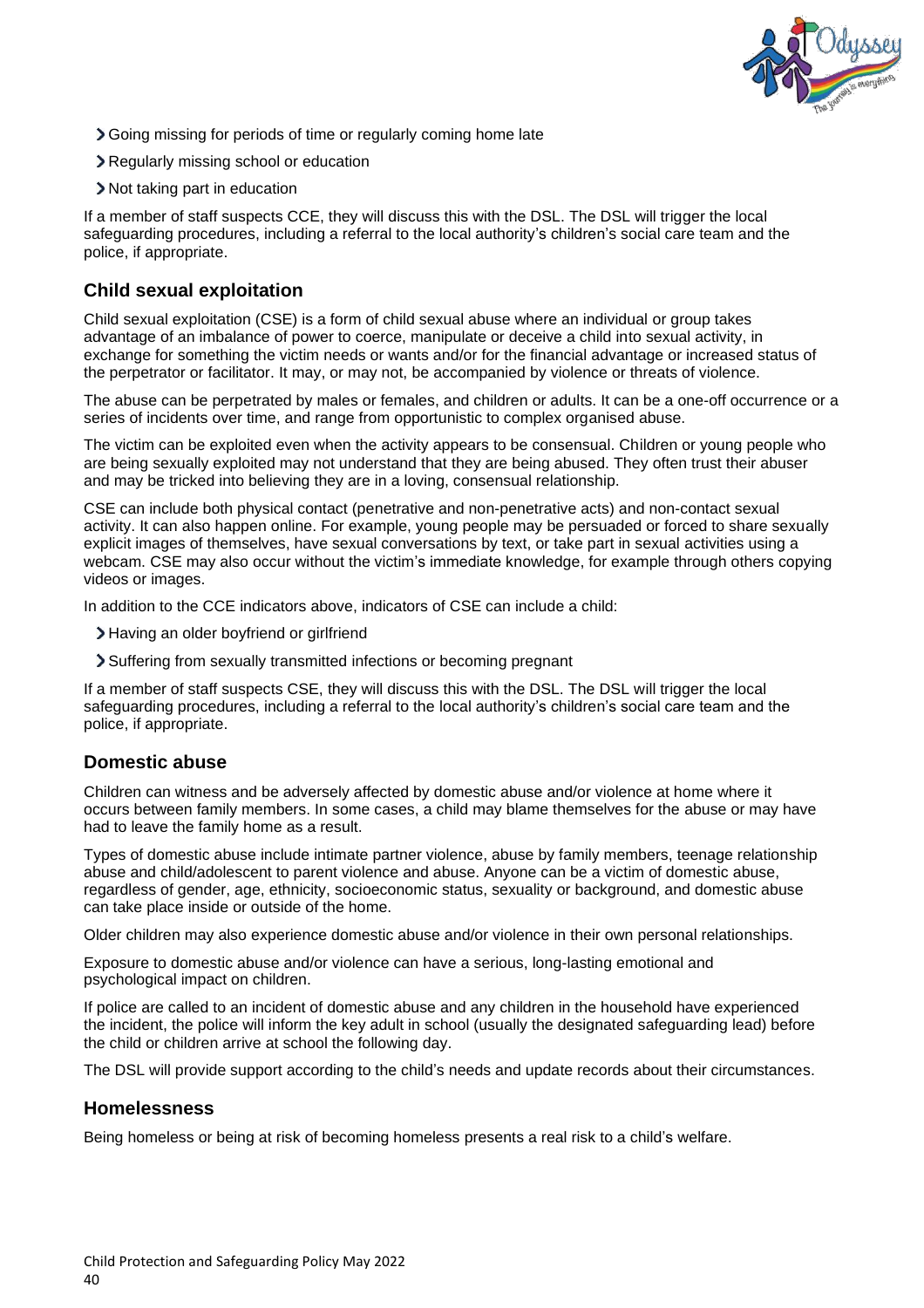- Going missing for periods of time or regularly coming home late
- Regularly missing school or education
- Not taking part in education

If a member of staff suspects CCE, they will discuss this with the DSL. The DSL will trigger the local safeguarding procedures, including a referral to the local authority's children's social care team and the police, if appropriate.

## Child sexual exploitation

Child sexual exploitation (CSE) is a form of child sexual abuse where an individual or group takes advantage of an imbalance of power to coerce, manipulate or deceive a child into sexual activity, in exchange for something the victim needs or wants and/or for the financial advantage or increased status of the perpetrator or facilitator. It may, or may not, be accompanied by violence or threats of violence.

The abuse can be perpetrated by males or females, and children or adults. It can be a one-off occurrence or a series of incidents over time, and range from opportunistic to complex organised abuse.

The victim can be exploited even when the activity appears to be consensual. Children or young people who are being sexually exploited may not understand that they are being abused. They often trust their abuser and may be tricked into believing they are in a loving, consensual relationship.

CSE can include both physical contact (penetrative and non-penetrative acts) and non-contact sexual activity. It can also happen online. For example, young people may be persuaded or forced to share sexually explicit images of themselves, have sexual conversations by text, or take part in sexual activities using a webcam. CSE may also occur without the victim's immediate knowledge, for example through others copying videos or images.

In addition to the CCE indicators above, indicators of CSE can include a child:

- Having an older boyfriend or girlfriend
- Suffering from sexually transmitted infections or becoming pregnant

If a member of staff suspects CSE, they will discuss this with the DSL. The DSL will trigger the local safeguarding procedures, including a referral to the local authority's children's social care team and the police, if appropriate.

## Domestic abuse

Children can witness and be adversely affected by domestic abuse and/or violence at home where it occurs between family members. In some cases, a child may blame themselves for the abuse or may have had to leave the family home as a result.

Types of domestic abuse include intimate partner violence, abuse by family members, teenage relationship abuse and child/adolescent to parent violence and abuse. Anyone can be a victim of domestic abuse, regardless of gender, age, ethnicity, socioeconomic status, sexuality or background, and domestic abuse can take place inside or outside of the home.

Older children may also experience domestic abuse and/or violence in their own personal relationships.

Exposure to domestic abuse and/or violence can have a serious, long-lasting emotional and psychological impact on children.

If police are called to an incident of domestic abuse and any children in the household have experienced the incident, the police will inform the key adult in school (usually the designated safeguarding lead) before the child or children arrive at school the following day.

The DSL will provide support according to the child's needs and update records about their circumstances.

## Homelessness

Being homeless or being at risk of becoming homeless presents a real risk to a child's welfare.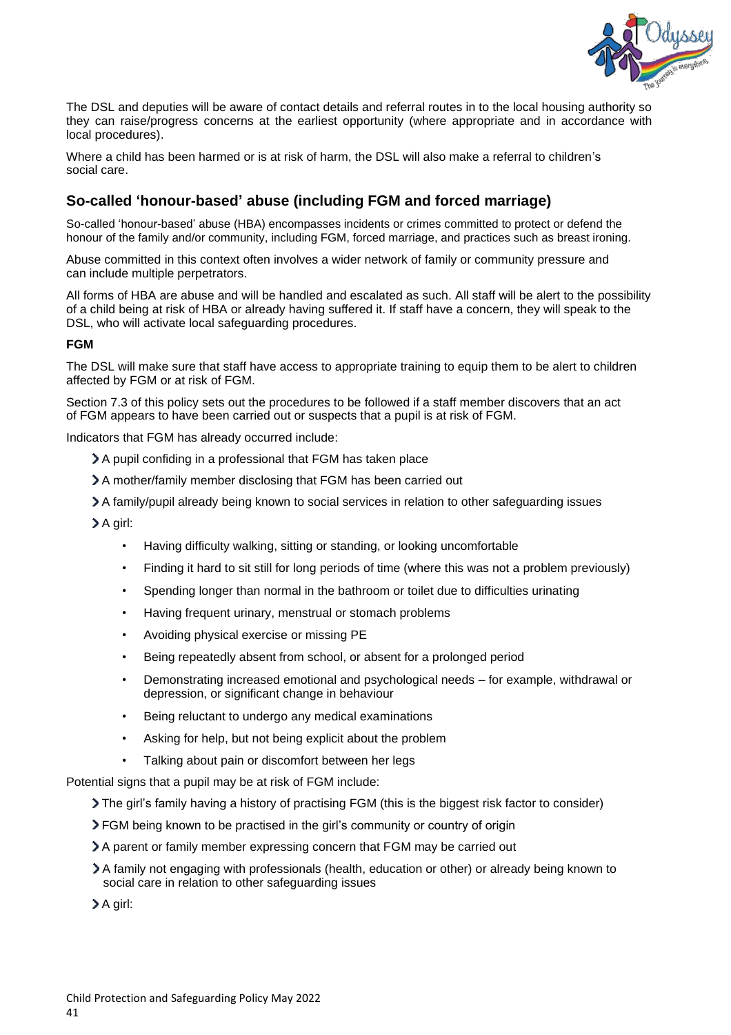The DSL and deputies will be aware of contact details and referral routes in to the local housing authority so they can raise/progress concerns at the earliest opportunity (where appropriate and in accordance with local procedures).

Where a child has been harmed or is at risk of harm, the DSL will also make a referral to children's social care.

## So-called 'honour-based' abuse (including FGM and forced marriage)

So-called 'honour-based' abuse (HBA) encompasses incidents or crimes committed to protect or defend the honour of the family and/or community, including FGM, forced marriage, and practices such as breast ironing.

Abuse committed in this context often involves a wider network of family or community pressure and can include multiple perpetrators.

All forms of HBA are abuse and will be handled and escalated as such. All staff will be alert to the possibility of a child being at risk of HBA or already having suffered it. If staff have a concern, they will speak to the DSL, who will activate local safeguarding procedures.

**FGM**

The DSL will make sure that staff have access to appropriate training to equip them to be alert to children affected by FGM or at risk of FGM.

Section 7.3 of this policy sets out the procedures to be followed if a staff member discovers that an act of FGM appears to have been carried out or suspects that a pupil is at risk of FGM.

Indicators that FGM has already occurred include:

- A pupil confiding in a professional that FGM has taken place
- A mother/family member disclosing that FGM has been carried out
- A family/pupil already being known to social services in relation to other safeguarding issues
- A girl:
  - Having difficulty walking, sitting or standing, or looking uncomfortable
  - Finding it hard to sit still for long periods of time (where this was not a problem previously)
  - Spending longer than normal in the bathroom or toilet due to difficulties urinating
  - Having frequent urinary, menstrual or stomach problems
  - Avoiding physical exercise or missing PE
  - Being repeatedly absent from school, or absent for a prolonged period
  - Demonstrating increased emotional and psychological needs – for example, withdrawal or depression, or significant change in behaviour
  - Being reluctant to undergo any medical examinations
  - Asking for help, but not being explicit about the problem
  - Talking about pain or discomfort between her legs

Potential signs that a pupil may be at risk of FGM include:

- The girl's family having a history of practising FGM (this is the biggest risk factor to consider)
- FGM being known to be practised in the girl's community or country of origin
- A parent or family member expressing concern that FGM may be carried out
- A family not engaging with professionals (health, education or other) or already being known to social care in relation to other safeguarding issues
- A girl: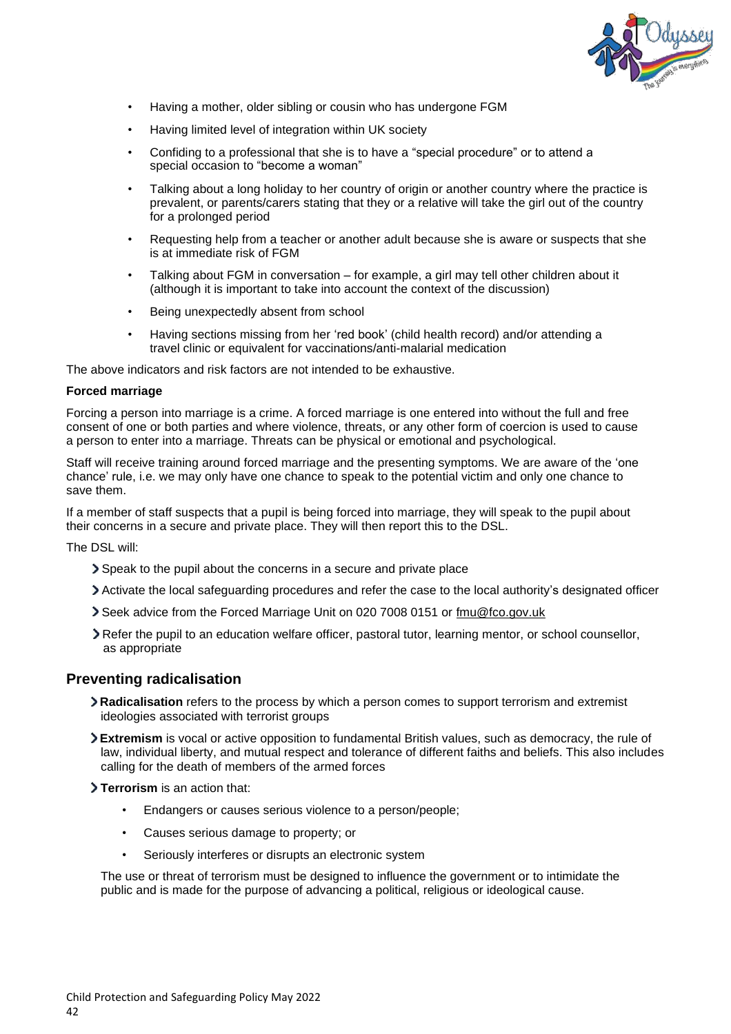- Having a mother, older sibling or cousin who has undergone FGM
- Having limited level of integration within UK society
- Confiding to a professional that she is to have a "special procedure" or to attend a special occasion to "become a woman"
- Talking about a long holiday to her country of origin or another country where the practice is prevalent, or parents/carers stating that they or a relative will take the girl out of the country for a prolonged period
- Requesting help from a teacher or another adult because she is aware or suspects that she is at immediate risk of FGM
- Talking about FGM in conversation – for example, a girl may tell other children about it (although it is important to take into account the context of the discussion)
- Being unexpectedly absent from school
- Having sections missing from her 'red book' (child health record) and/or attending a travel clinic or equivalent for vaccinations/anti-malarial medication

The above indicators and risk factors are not intended to be exhaustive.

**Forced marriage**

Forcing a person into marriage is a crime. A forced marriage is one entered into without the full and free consent of one or both parties and where violence, threats, or any other form of coercion is used to cause a person to enter into a marriage. Threats can be physical or emotional and psychological.

Staff will receive training around forced marriage and the presenting symptoms. We are aware of the 'one chance' rule, i.e. we may only have one chance to speak to the potential victim and only one chance to save them.

If a member of staff suspects that a pupil is being forced into marriage, they will speak to the pupil about their concerns in a secure and private place. They will then report this to the DSL.

The DSL will:

- Speak to the pupil about the concerns in a secure and private place
- Activate the local safeguarding procedures and refer the case to the local authority's designated officer
- Seek advice from the Forced Marriage Unit on 020 7008 0151 or fmu@fco.gov.uk
- Refer the pupil to an education welfare officer, pastoral tutor, learning mentor, or school counsellor, as appropriate

## Preventing radicalisation

- **Radicalisation** refers to the process by which a person comes to support terrorism and extremist ideologies associated with terrorist groups
- **Extremism** is vocal or active opposition to fundamental British values, such as democracy, the rule of law, individual liberty, and mutual respect and tolerance of different faiths and beliefs. This also includes calling for the death of members of the armed forces
- **Terrorism** is an action that:
  - Endangers or causes serious violence to a person/people;
  - Causes serious damage to property; or
  - Seriously interferes or disrupts an electronic system

  The use or threat of terrorism must be designed to influence the government or to intimidate the public and is made for the purpose of advancing a political, religious or ideological cause.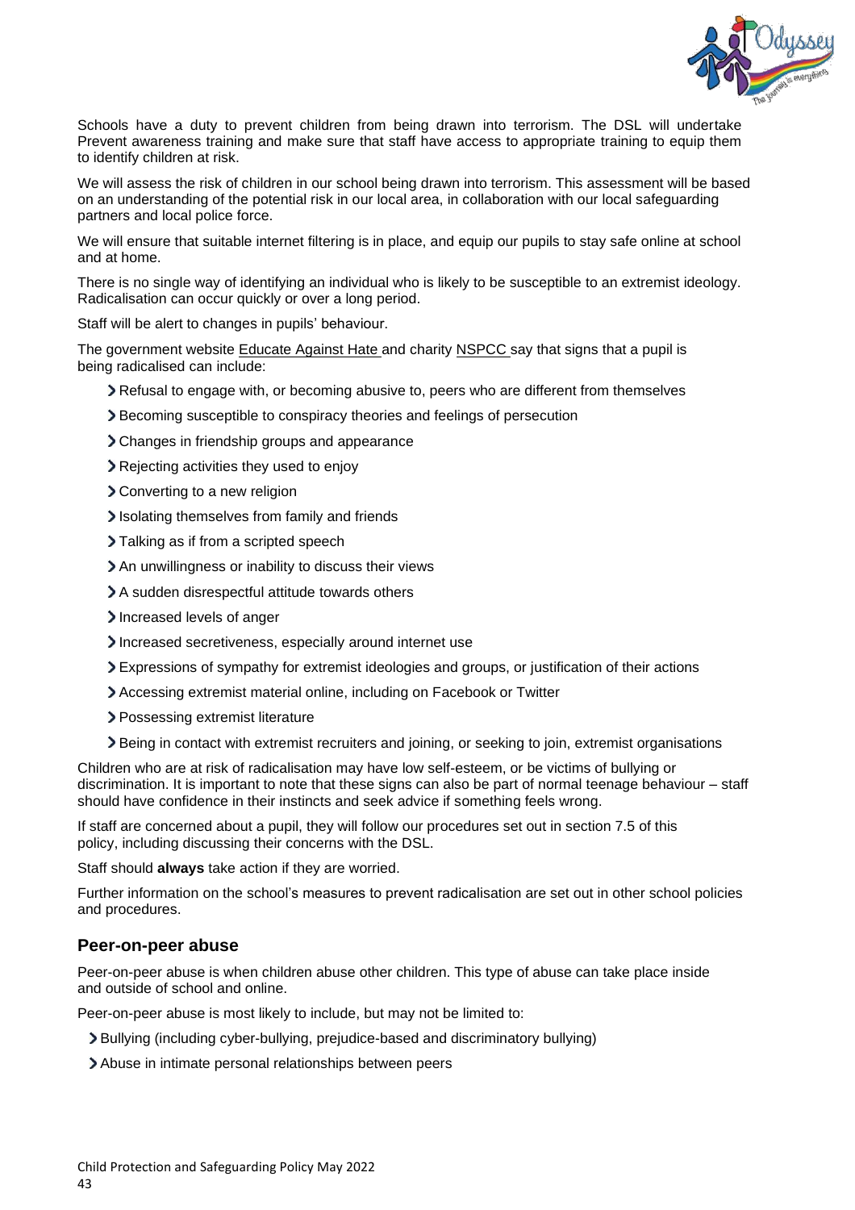Schools have a duty to prevent children from being drawn into terrorism. The DSL will undertake Prevent awareness training and make sure that staff have access to appropriate training to equip them to identify children at risk.

We will assess the risk of children in our school being drawn into terrorism. This assessment will be based on an understanding of the potential risk in our local area, in collaboration with our local safeguarding partners and local police force.

We will ensure that suitable internet filtering is in place, and equip our pupils to stay safe online at school and at home.

There is no single way of identifying an individual who is likely to be susceptible to an extremist ideology. Radicalisation can occur quickly or over a long period.

Staff will be alert to changes in pupils' behaviour.

The government website Educate Against Hate and charity NSPCC say that signs that a pupil is being radicalised can include:

- Refusal to engage with, or becoming abusive to, peers who are different from themselves
- Becoming susceptible to conspiracy theories and feelings of persecution
- Changes in friendship groups and appearance
- Rejecting activities they used to enjoy
- Converting to a new religion
- Isolating themselves from family and friends
- Talking as if from a scripted speech
- An unwillingness or inability to discuss their views
- A sudden disrespectful attitude towards others
- Increased levels of anger
- Increased secretiveness, especially around internet use
- Expressions of sympathy for extremist ideologies and groups, or justification of their actions
- Accessing extremist material online, including on Facebook or Twitter
- Possessing extremist literature
- Being in contact with extremist recruiters and joining, or seeking to join, extremist organisations

Children who are at risk of radicalisation may have low self-esteem, or be victims of bullying or discrimination. It is important to note that these signs can also be part of normal teenage behaviour – staff should have confidence in their instincts and seek advice if something feels wrong.

If staff are concerned about a pupil, they will follow our procedures set out in section 7.5 of this policy, including discussing their concerns with the DSL.

Staff should **always** take action if they are worried.

Further information on the school's measures to prevent radicalisation are set out in other school policies and procedures.

### Peer-on-peer abuse

Peer-on-peer abuse is when children abuse other children. This type of abuse can take place inside and outside of school and online.

Peer-on-peer abuse is most likely to include, but may not be limited to:

- Bullying (including cyber-bullying, prejudice-based and discriminatory bullying)
- Abuse in intimate personal relationships between peers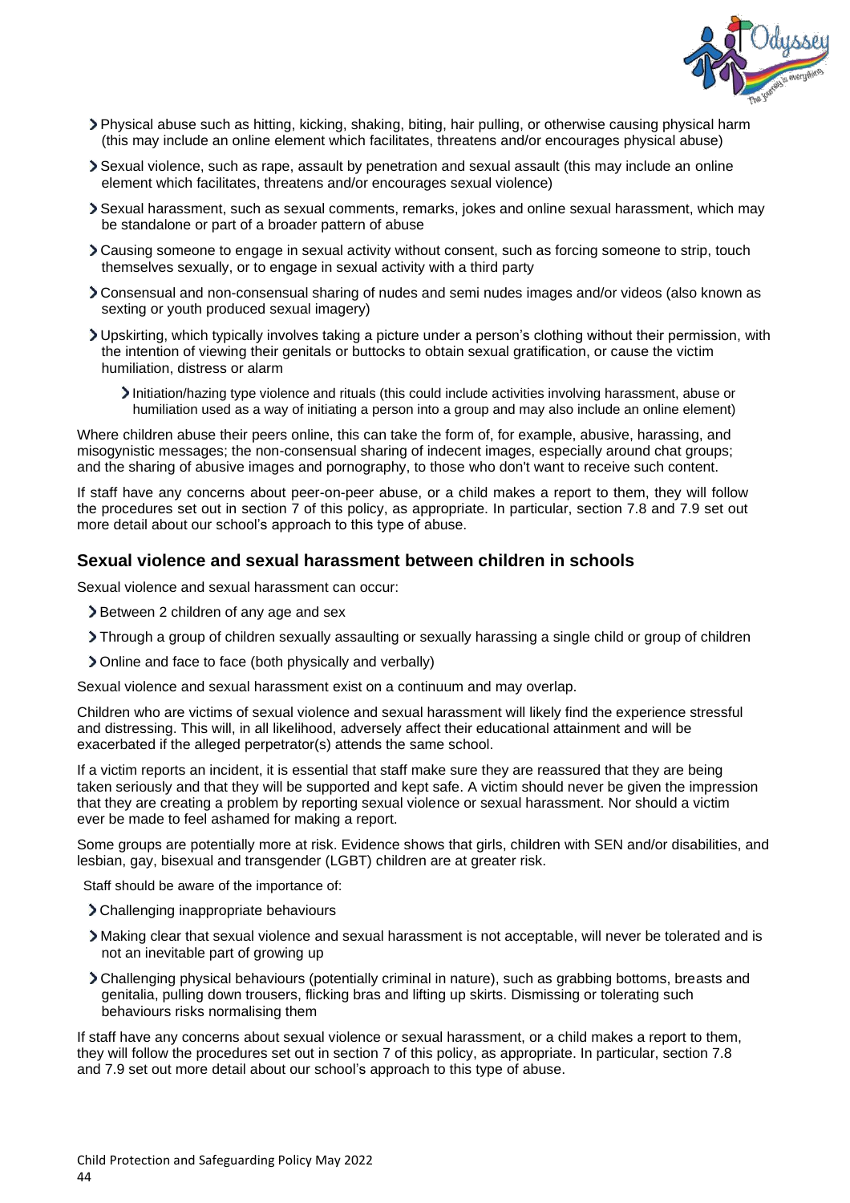- Physical abuse such as hitting, kicking, shaking, biting, hair pulling, or otherwise causing physical harm (this may include an online element which facilitates, threatens and/or encourages physical abuse)
- Sexual violence, such as rape, assault by penetration and sexual assault (this may include an online element which facilitates, threatens and/or encourages sexual violence)
- Sexual harassment, such as sexual comments, remarks, jokes and online sexual harassment, which may be standalone or part of a broader pattern of abuse
- Causing someone to engage in sexual activity without consent, such as forcing someone to strip, touch themselves sexually, or to engage in sexual activity with a third party
- Consensual and non-consensual sharing of nudes and semi nudes images and/or videos (also known as sexting or youth produced sexual imagery)
- Upskirting, which typically involves taking a picture under a person's clothing without their permission, with the intention of viewing their genitals or buttocks to obtain sexual gratification, or cause the victim humiliation, distress or alarm
    - Initiation/hazing type violence and rituals (this could include activities involving harassment, abuse or humiliation used as a way of initiating a person into a group and may also include an online element)

Where children abuse their peers online, this can take the form of, for example, abusive, harassing, and misogynistic messages; the non-consensual sharing of indecent images, especially around chat groups; and the sharing of abusive images and pornography, to those who don't want to receive such content.

If staff have any concerns about peer-on-peer abuse, or a child makes a report to them, they will follow the procedures set out in section 7 of this policy, as appropriate. In particular, section 7.8 and 7.9 set out more detail about our school's approach to this type of abuse.

### Sexual violence and sexual harassment between children in schools

Sexual violence and sexual harassment can occur:

- Between 2 children of any age and sex
- Through a group of children sexually assaulting or sexually harassing a single child or group of children
- Online and face to face (both physically and verbally)

Sexual violence and sexual harassment exist on a continuum and may overlap.

Children who are victims of sexual violence and sexual harassment will likely find the experience stressful and distressing. This will, in all likelihood, adversely affect their educational attainment and will be exacerbated if the alleged perpetrator(s) attends the same school.

If a victim reports an incident, it is essential that staff make sure they are reassured that they are being taken seriously and that they will be supported and kept safe. A victim should never be given the impression that they are creating a problem by reporting sexual violence or sexual harassment. Nor should a victim ever be made to feel ashamed for making a report.

Some groups are potentially more at risk. Evidence shows that girls, children with SEN and/or disabilities, and lesbian, gay, bisexual and transgender (LGBT) children are at greater risk.

Staff should be aware of the importance of:

- Challenging inappropriate behaviours
- Making clear that sexual violence and sexual harassment is not acceptable, will never be tolerated and is not an inevitable part of growing up
- Challenging physical behaviours (potentially criminal in nature), such as grabbing bottoms, breasts and genitalia, pulling down trousers, flicking bras and lifting up skirts. Dismissing or tolerating such behaviours risks normalising them

If staff have any concerns about sexual violence or sexual harassment, or a child makes a report to them, they will follow the procedures set out in section 7 of this policy, as appropriate. In particular, section 7.8 and 7.9 set out more detail about our school's approach to this type of abuse.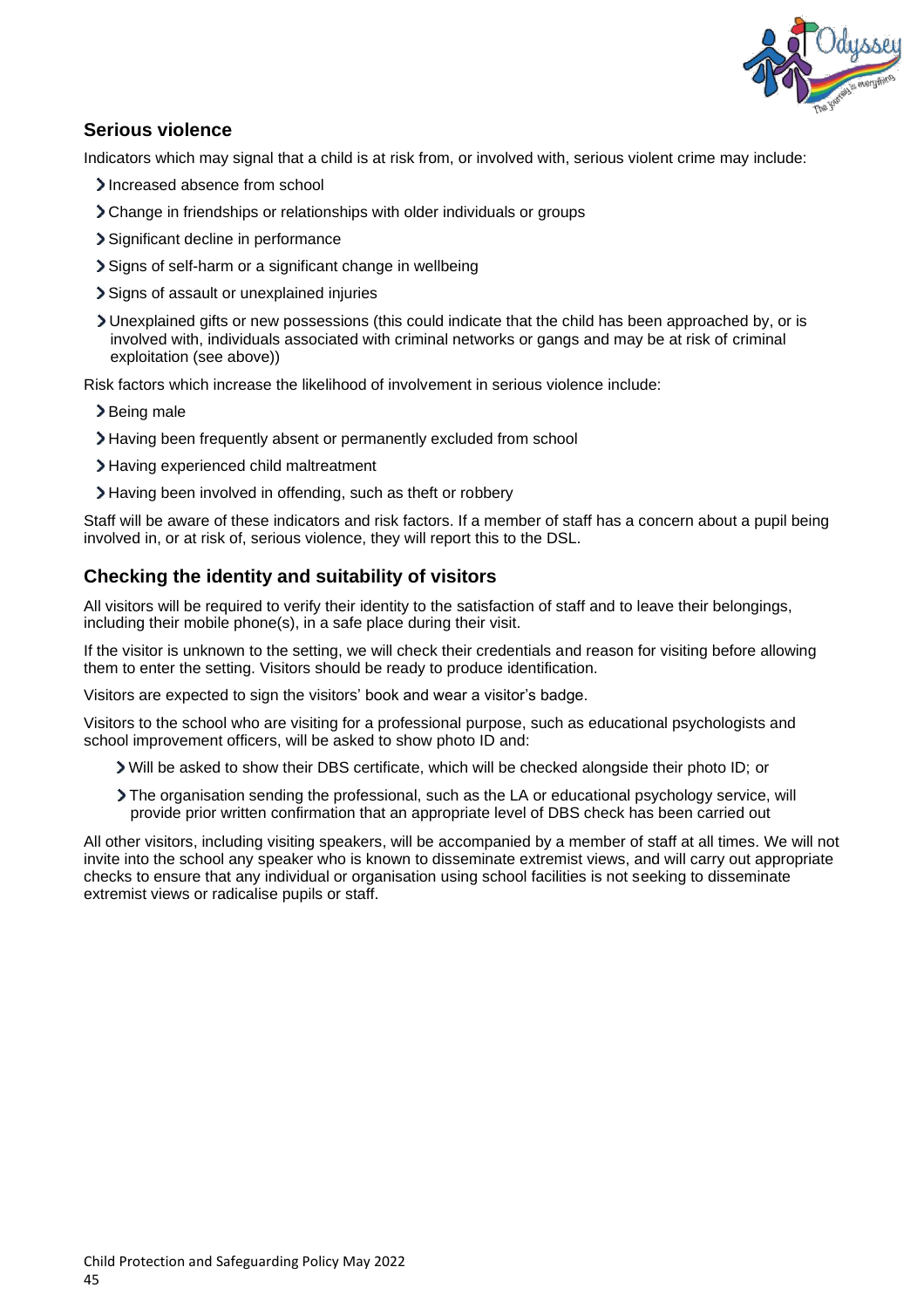### Serious violence

Indicators which may signal that a child is at risk from, or involved with, serious violent crime may include:

- Increased absence from school
- Change in friendships or relationships with older individuals or groups
- Significant decline in performance
- Signs of self-harm or a significant change in wellbeing
- Signs of assault or unexplained injuries
- Unexplained gifts or new possessions (this could indicate that the child has been approached by, or is involved with, individuals associated with criminal networks or gangs and may be at risk of criminal exploitation (see above))

Risk factors which increase the likelihood of involvement in serious violence include:

- Being male
- Having been frequently absent or permanently excluded from school
- Having experienced child maltreatment
- Having been involved in offending, such as theft or robbery

Staff will be aware of these indicators and risk factors. If a member of staff has a concern about a pupil being involved in, or at risk of, serious violence, they will report this to the DSL.

### Checking the identity and suitability of visitors

All visitors will be required to verify their identity to the satisfaction of staff and to leave their belongings, including their mobile phone(s), in a safe place during their visit.

If the visitor is unknown to the setting, we will check their credentials and reason for visiting before allowing them to enter the setting. Visitors should be ready to produce identification.

Visitors are expected to sign the visitors' book and wear a visitor's badge.

Visitors to the school who are visiting for a professional purpose, such as educational psychologists and school improvement officers, will be asked to show photo ID and:

- Will be asked to show their DBS certificate, which will be checked alongside their photo ID; or
- The organisation sending the professional, such as the LA or educational psychology service, will provide prior written confirmation that an appropriate level of DBS check has been carried out

All other visitors, including visiting speakers, will be accompanied by a member of staff at all times. We will not invite into the school any speaker who is known to disseminate extremist views, and will carry out appropriate checks to ensure that any individual or organisation using school facilities is not seeking to disseminate extremist views or radicalise pupils or staff.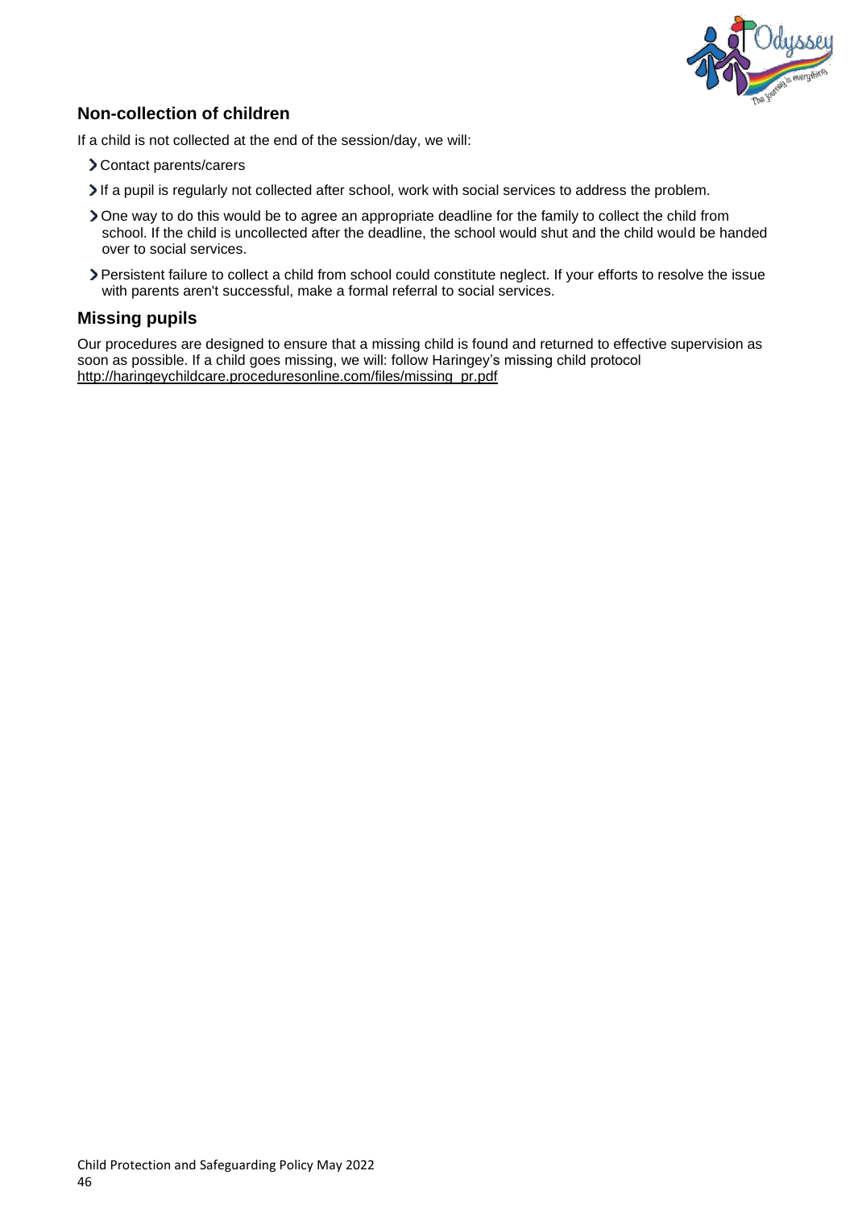## Non-collection of children

If a child is not collected at the end of the session/day, we will:

- Contact parents/carers
- If a pupil is regularly not collected after school, work with social services to address the problem.
- One way to do this would be to agree an appropriate deadline for the family to collect the child from school. If the child is uncollected after the deadline, the school would shut and the child would be handed over to social services.
- Persistent failure to collect a child from school could constitute neglect. If your efforts to resolve the issue with parents aren't successful, make a formal referral to social services.

## Missing pupils

Our procedures are designed to ensure that a missing child is found and returned to effective supervision as soon as possible. If a child goes missing, we will: follow Haringey's missing child protocol http://haringeychildcare.proceduresonline.com/files/missing_pr.pdf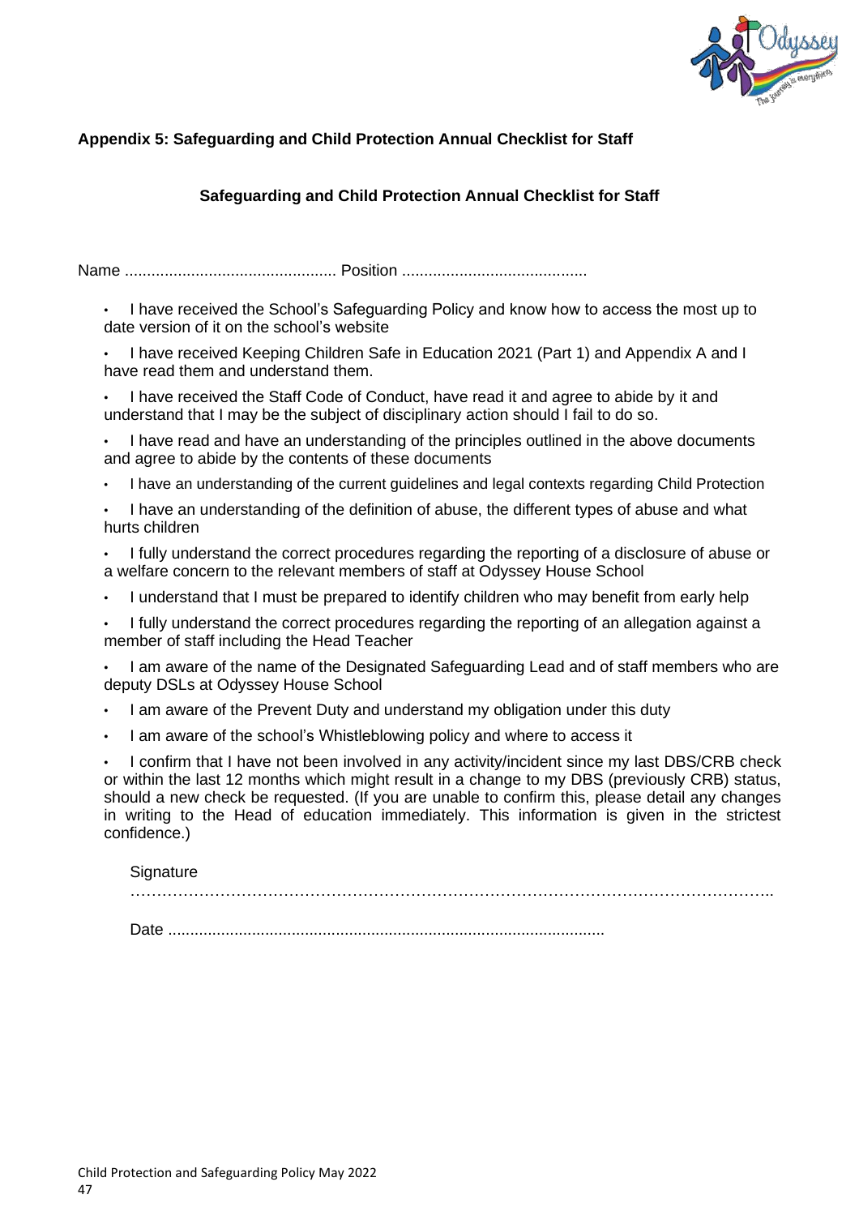**Appendix 5: Safeguarding and Child Protection Annual Checklist for Staff**

**Safeguarding and Child Protection Annual Checklist for Staff**

Name ................................................ Position ..........................................

- I have received the School's Safeguarding Policy and know how to access the most up to date version of it on the school's website
- I have received Keeping Children Safe in Education 2021 (Part 1) and Appendix A and I have read them and understand them.
- I have received the Staff Code of Conduct, have read it and agree to abide by it and understand that I may be the subject of disciplinary action should I fail to do so.
- I have read and have an understanding of the principles outlined in the above documents and agree to abide by the contents of these documents
- I have an understanding of the current guidelines and legal contexts regarding Child Protection
- I have an understanding of the definition of abuse, the different types of abuse and what hurts children
- I fully understand the correct procedures regarding the reporting of a disclosure of abuse or a welfare concern to the relevant members of staff at Odyssey House School
- I understand that I must be prepared to identify children who may benefit from early help
- I fully understand the correct procedures regarding the reporting of an allegation against a member of staff including the Head Teacher
- I am aware of the name of the Designated Safeguarding Lead and of staff members who are deputy DSLs at Odyssey House School
- I am aware of the Prevent Duty and understand my obligation under this duty
- I am aware of the school's Whistleblowing policy and where to access it
- I confirm that I have not been involved in any activity/incident since my last DBS/CRB check or within the last 12 months which might result in a change to my DBS (previously CRB) status, should a new check be requested. (If you are unable to confirm this, please detail any changes in writing to the Head of education immediately. This information is given in the strictest confidence.)

Signature ………………………………………………………………………………………………………..

Date ..................................................................................................